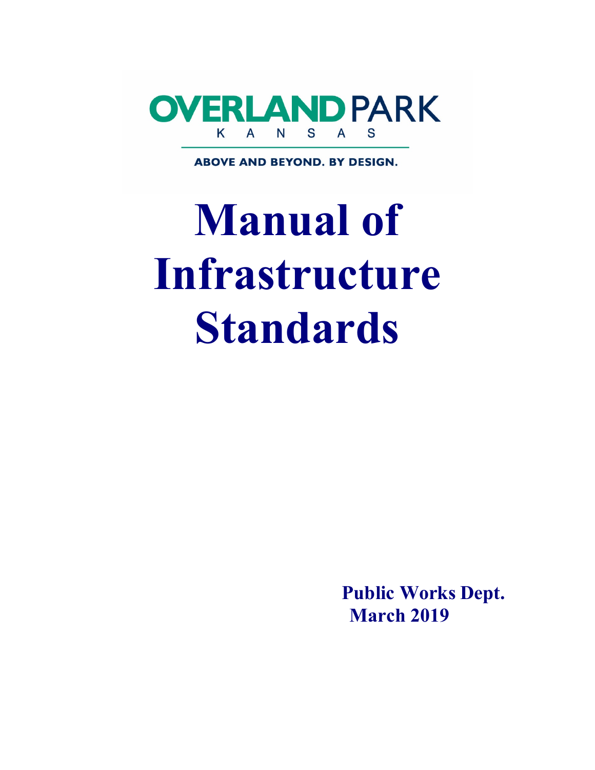OVERLAND PARK

KANSAS

ABOVE AND BEYOND. BY DESIGN.

# Manual of Infrastructure Standards

**Public Works Dept.**

**March 2019**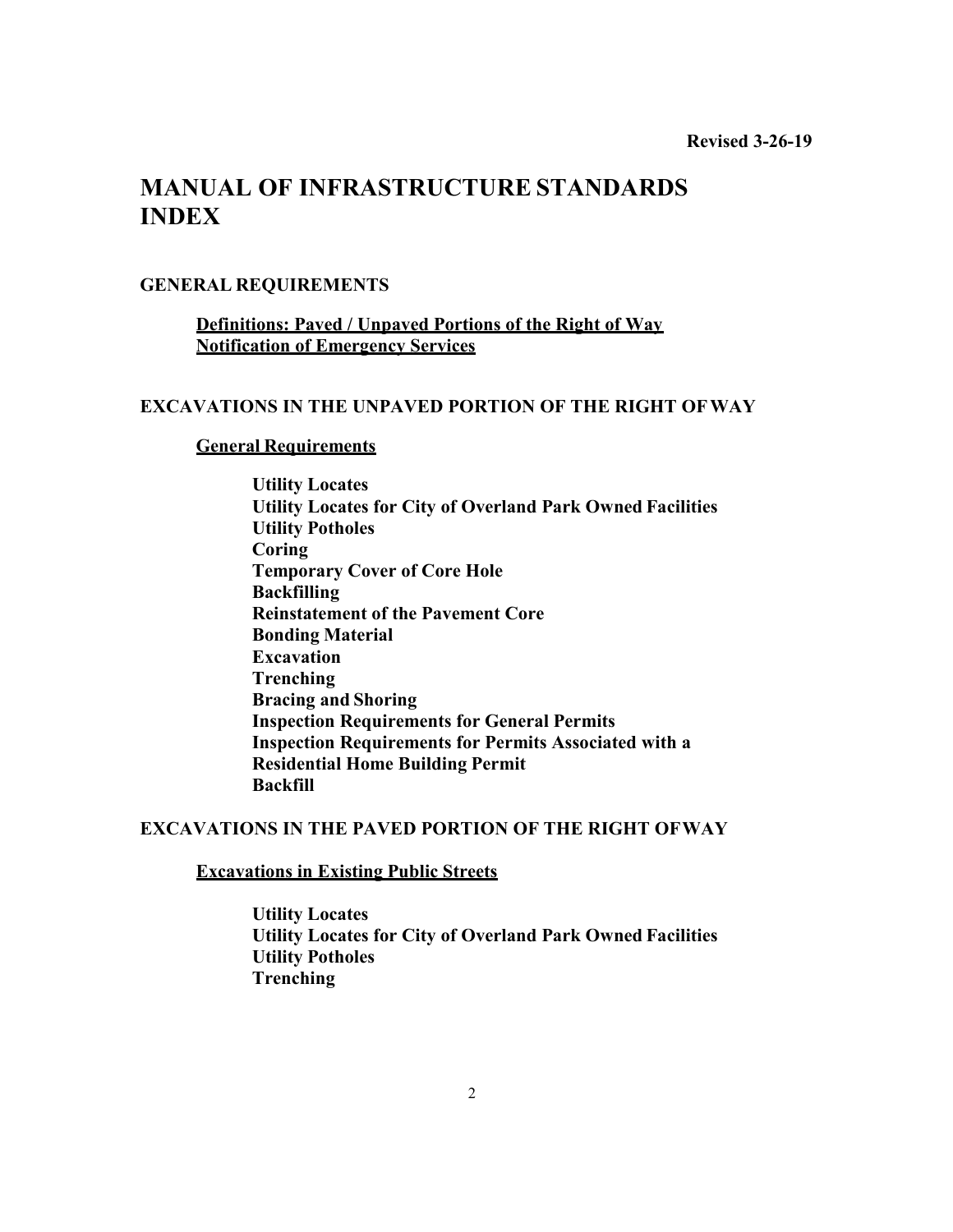**Revised 3-26-19**

# MANUAL OF INFRASTRUCTURE STANDARDS INDEX

## GENERAL REQUIREMENTS

**Definitions: Paved / Unpaved Portions of the Right of Way**
**Notification of Emergency Services**

## EXCAVATIONS IN THE UNPAVED PORTION OF THE RIGHT OF WAY

### General Requirements

**Utility Locates**
**Utility Locates for City of Overland Park Owned Facilities**
**Utility Potholes**
**Coring**
**Temporary Cover of Core Hole**
**Backfilling**
**Reinstatement of the Pavement Core**
**Bonding Material**
**Excavation**
**Trenching**
**Bracing and Shoring**
**Inspection Requirements for General Permits**
**Inspection Requirements for Permits Associated with a Residential Home Building Permit**
**Backfill**

## EXCAVATIONS IN THE PAVED PORTION OF THE RIGHT OF WAY

### Excavations in Existing Public Streets

**Utility Locates**
**Utility Locates for City of Overland Park Owned Facilities**
**Utility Potholes**
**Trenching**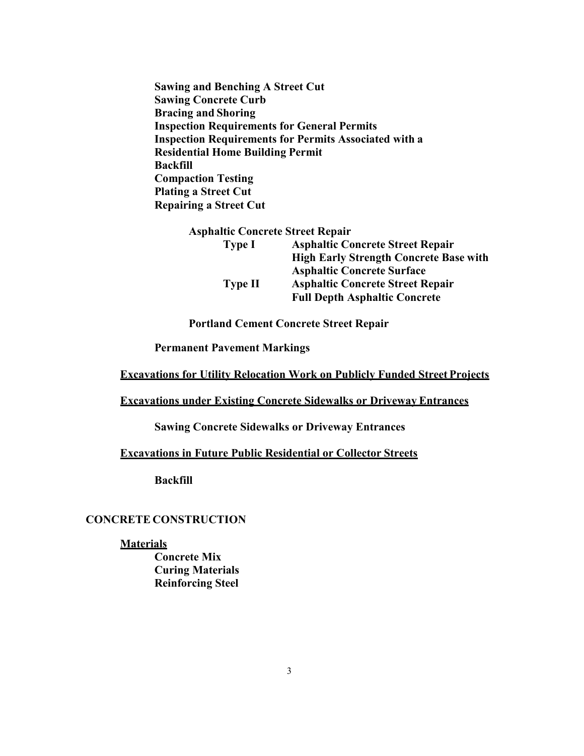**Sawing and Benching A Street Cut**
**Sawing Concrete Curb**
**Bracing and Shoring**
**Inspection Requirements for General Permits**
**Inspection Requirements for Permits Associated with a Residential Home Building Permit**
**Backfill**
**Compaction Testing**
**Plating a Street Cut**
**Repairing a Street Cut**

**Asphaltic Concrete Street Repair**

| | |
|---|---|
| **Type I** | **Asphaltic Concrete Street Repair High Early Strength Concrete Base with Asphaltic Concrete Surface** |
| **Type II** | **Asphaltic Concrete Street Repair Full Depth Asphaltic Concrete** |

**Portland Cement Concrete Street Repair**

**Permanent Pavement Markings**

**<u>Excavations for Utility Relocation Work on Publicly Funded Street Projects</u>**

**<u>Excavations under Existing Concrete Sidewalks or Driveway Entrances</u>**

**Sawing Concrete Sidewalks or Driveway Entrances**

**<u>Excavations in Future Public Residential or Collector Streets</u>**

**Backfill**

## CONCRETE CONSTRUCTION

**<u>Materials</u>**

**Concrete Mix**
**Curing Materials**
**Reinforcing Steel**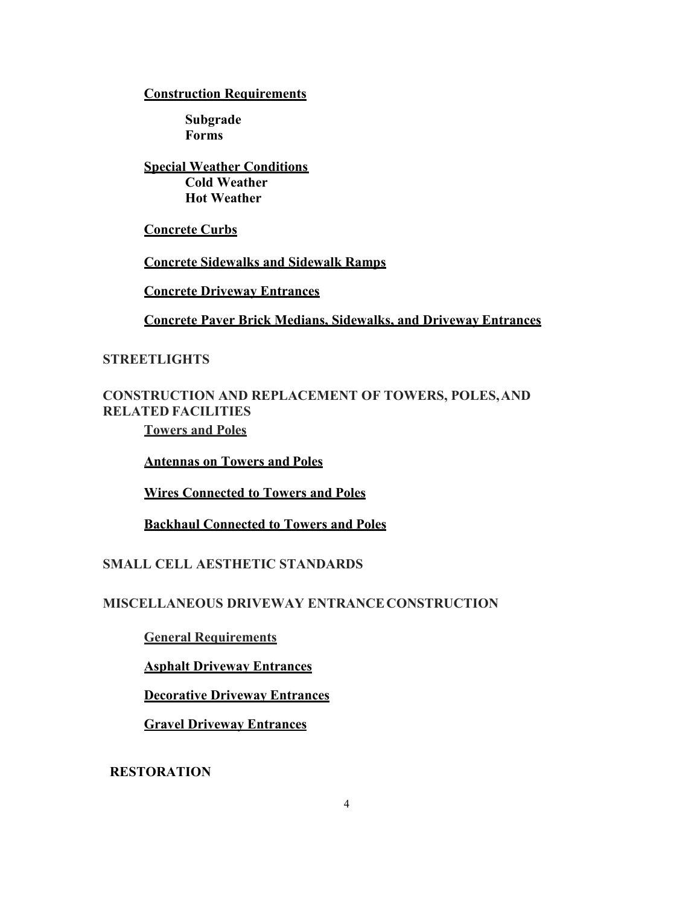**Construction Requirements**

**Subgrade**
**Forms**

**Special Weather Conditions**
**Cold Weather**
**Hot Weather**

**Concrete Curbs**

**Concrete Sidewalks and Sidewalk Ramps**

**Concrete Driveway Entrances**

**Concrete Paver Brick Medians, Sidewalks, and Driveway Entrances**

**STREETLIGHTS**

**CONSTRUCTION AND REPLACEMENT OF TOWERS, POLES, AND RELATED FACILITIES**

**Towers and Poles**

**Antennas on Towers and Poles**

**Wires Connected to Towers and Poles**

**Backhaul Connected to Towers and Poles**

**SMALL CELL AESTHETIC STANDARDS**

**MISCELLANEOUS DRIVEWAY ENTRANCE CONSTRUCTION**

**General Requirements**

**Asphalt Driveway Entrances**

**Decorative Driveway Entrances**

**Gravel Driveway Entrances**

**RESTORATION**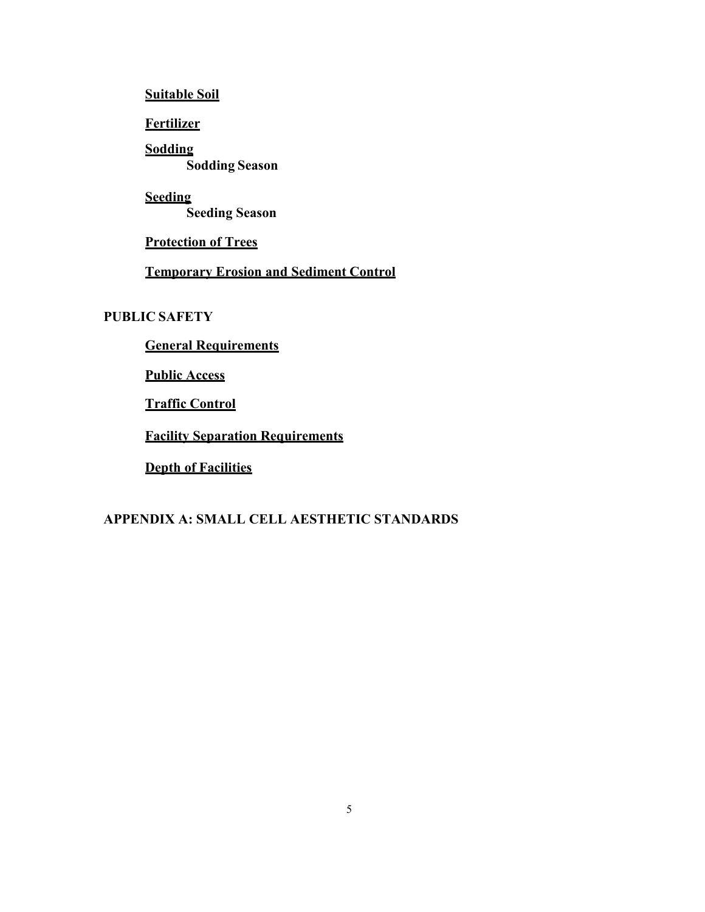**Suitable Soil**

**Fertilizer**

**Sodding**

**Sodding Season**

**Seeding**

**Seeding Season**

**Protection of Trees**

**Temporary Erosion and Sediment Control**

**PUBLIC SAFETY**

**General Requirements**

**Public Access**

**Traffic Control**

**Facility Separation Requirements**

**Depth of Facilities**

**APPENDIX A: SMALL CELL AESTHETIC STANDARDS**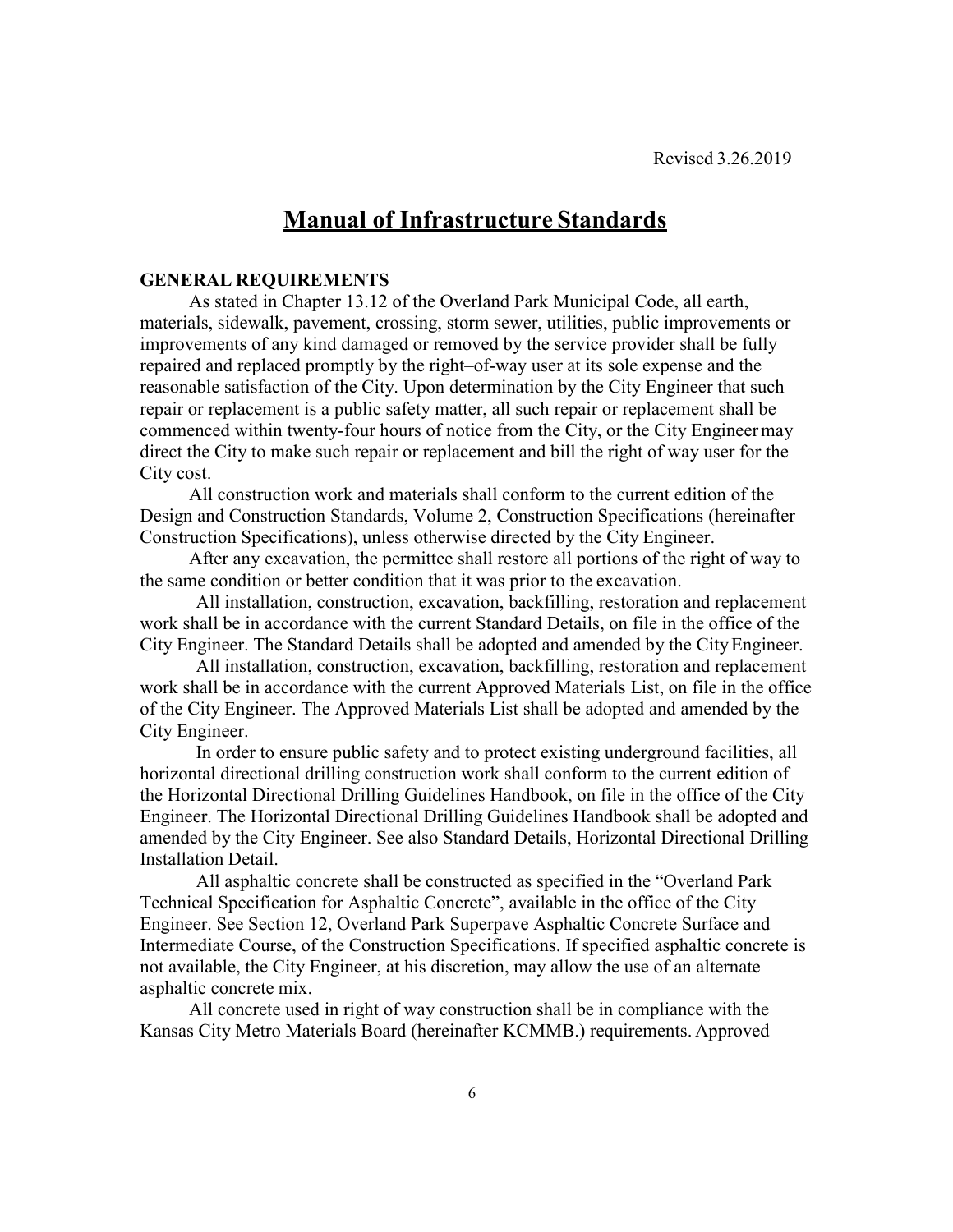Revised 3.26.2019

# Manual of Infrastructure Standards

**GENERAL REQUIREMENTS**

As stated in Chapter 13.12 of the Overland Park Municipal Code, all earth, materials, sidewalk, pavement, crossing, storm sewer, utilities, public improvements or improvements of any kind damaged or removed by the service provider shall be fully repaired and replaced promptly by the right–of-way user at its sole expense and the reasonable satisfaction of the City. Upon determination by the City Engineer that such repair or replacement is a public safety matter, all such repair or replacement shall be commenced within twenty-four hours of notice from the City, or the City Engineer may direct the City to make such repair or replacement and bill the right of way user for the City cost.

All construction work and materials shall conform to the current edition of the Design and Construction Standards, Volume 2, Construction Specifications (hereinafter Construction Specifications), unless otherwise directed by the City Engineer.

After any excavation, the permittee shall restore all portions of the right of way to the same condition or better condition that it was prior to the excavation.

All installation, construction, excavation, backfilling, restoration and replacement work shall be in accordance with the current Standard Details, on file in the office of the City Engineer. The Standard Details shall be adopted and amended by the City Engineer.

All installation, construction, excavation, backfilling, restoration and replacement work shall be in accordance with the current Approved Materials List, on file in the office of the City Engineer. The Approved Materials List shall be adopted and amended by the City Engineer.

In order to ensure public safety and to protect existing underground facilities, all horizontal directional drilling construction work shall conform to the current edition of the Horizontal Directional Drilling Guidelines Handbook, on file in the office of the City Engineer. The Horizontal Directional Drilling Guidelines Handbook shall be adopted and amended by the City Engineer. See also Standard Details, Horizontal Directional Drilling Installation Detail.

All asphaltic concrete shall be constructed as specified in the "Overland Park Technical Specification for Asphaltic Concrete", available in the office of the City Engineer. See Section 12, Overland Park Superpave Asphaltic Concrete Surface and Intermediate Course, of the Construction Specifications. If specified asphaltic concrete is not available, the City Engineer, at his discretion, may allow the use of an alternate asphaltic concrete mix.

All concrete used in right of way construction shall be in compliance with the Kansas City Metro Materials Board (hereinafter KCMMB.) requirements. Approved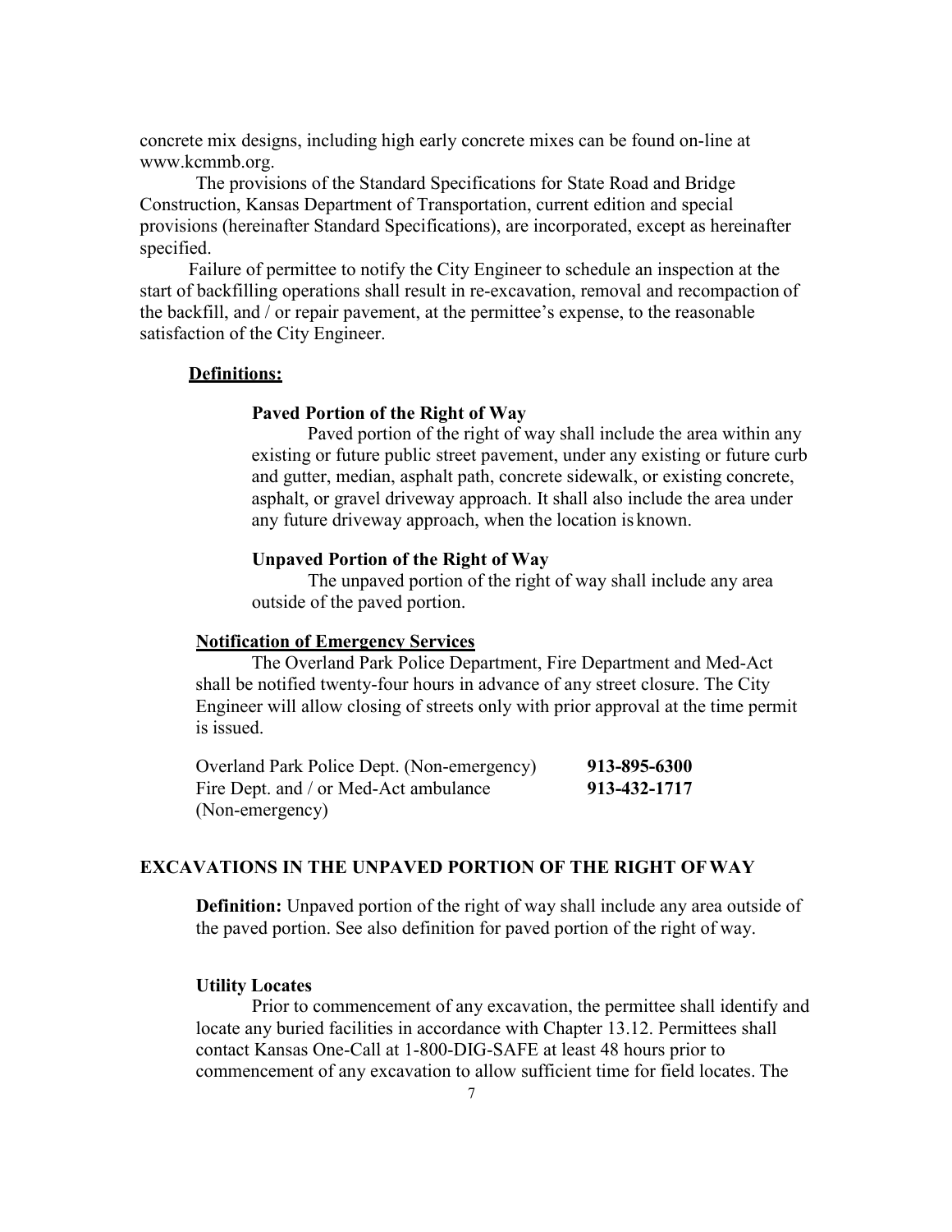concrete mix designs, including high early concrete mixes can be found on-line at www.kcmmb.org.

The provisions of the Standard Specifications for State Road and Bridge Construction, Kansas Department of Transportation, current edition and special provisions (hereinafter Standard Specifications), are incorporated, except as hereinafter specified.

Failure of permittee to notify the City Engineer to schedule an inspection at the start of backfilling operations shall result in re-excavation, removal and recompaction of the backfill, and / or repair pavement, at the permittee's expense, to the reasonable satisfaction of the City Engineer.

**Definitions:**

**Paved Portion of the Right of Way**

Paved portion of the right of way shall include the area within any existing or future public street pavement, under any existing or future curb and gutter, median, asphalt path, concrete sidewalk, or existing concrete, asphalt, or gravel driveway approach. It shall also include the area under any future driveway approach, when the location is known.

**Unpaved Portion of the Right of Way**

The unpaved portion of the right of way shall include any area outside of the paved portion.

**Notification of Emergency Services**

The Overland Park Police Department, Fire Department and Med-Act shall be notified twenty-four hours in advance of any street closure. The City Engineer will allow closing of streets only with prior approval at the time permit is issued.

| | |
|---|---|
| Overland Park Police Dept. (Non-emergency) | **913-895-6300** |
| Fire Dept. and / or Med-Act ambulance (Non-emergency) | **913-432-1717** |

## EXCAVATIONS IN THE UNPAVED PORTION OF THE RIGHT OF WAY

**Definition:** Unpaved portion of the right of way shall include any area outside of the paved portion. See also definition for paved portion of the right of way.

**Utility Locates**

Prior to commencement of any excavation, the permittee shall identify and locate any buried facilities in accordance with Chapter 13.12. Permittees shall contact Kansas One-Call at 1-800-DIG-SAFE at least 48 hours prior to commencement of any excavation to allow sufficient time for field locates. The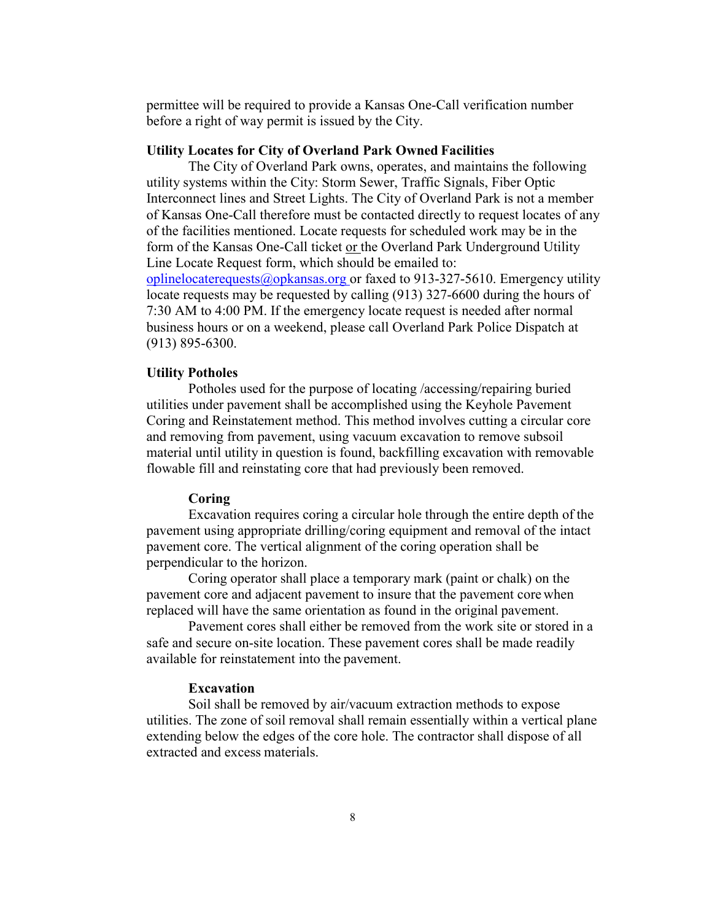permittee will be required to provide a Kansas One-Call verification number before a right of way permit is issued by the City.

**Utility Locates for City of Overland Park Owned Facilities**

The City of Overland Park owns, operates, and maintains the following utility systems within the City: Storm Sewer, Traffic Signals, Fiber Optic Interconnect lines and Street Lights. The City of Overland Park is not a member of Kansas One-Call therefore must be contacted directly to request locates of any of the facilities mentioned. Locate requests for scheduled work may be in the form of the Kansas One-Call ticket or the Overland Park Underground Utility Line Locate Request form, which should be emailed to: oplinelocaterequests@opkansas.org or faxed to 913-327-5610. Emergency utility locate requests may be requested by calling (913) 327-6600 during the hours of 7:30 AM to 4:00 PM. If the emergency locate request is needed after normal business hours or on a weekend, please call Overland Park Police Dispatch at (913) 895-6300.

**Utility Potholes**

Potholes used for the purpose of locating /accessing/repairing buried utilities under pavement shall be accomplished using the Keyhole Pavement Coring and Reinstatement method. This method involves cutting a circular core and removing from pavement, using vacuum excavation to remove subsoil material until utility in question is found, backfilling excavation with removable flowable fill and reinstating core that had previously been removed.

**Coring**

Excavation requires coring a circular hole through the entire depth of the pavement using appropriate drilling/coring equipment and removal of the intact pavement core. The vertical alignment of the coring operation shall be perpendicular to the horizon.

Coring operator shall place a temporary mark (paint or chalk) on the pavement core and adjacent pavement to insure that the pavement core when replaced will have the same orientation as found in the original pavement.

Pavement cores shall either be removed from the work site or stored in a safe and secure on-site location. These pavement cores shall be made readily available for reinstatement into the pavement.

**Excavation**

Soil shall be removed by air/vacuum extraction methods to expose utilities. The zone of soil removal shall remain essentially within a vertical plane extending below the edges of the core hole. The contractor shall dispose of all extracted and excess materials.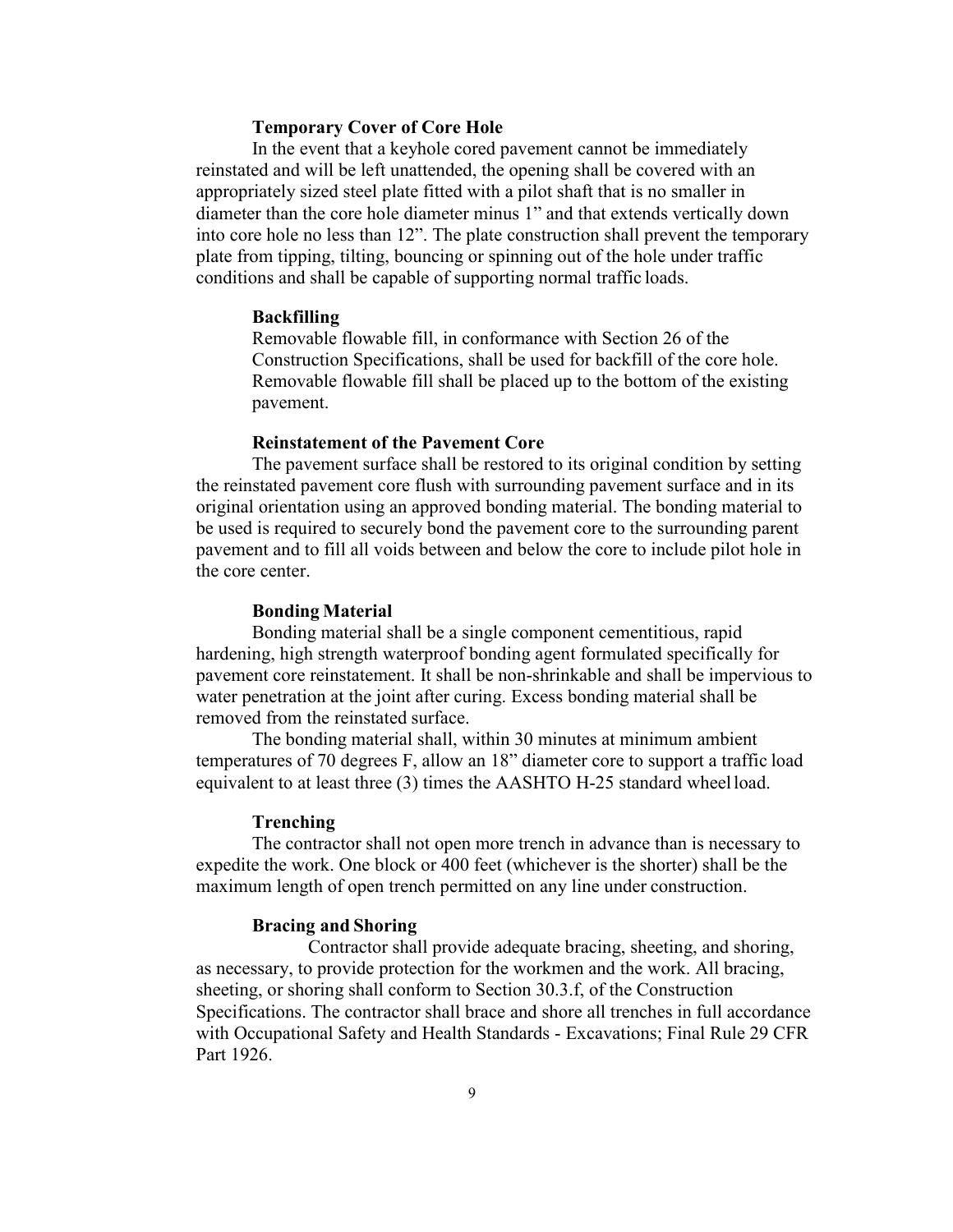**Temporary Cover of Core Hole**

In the event that a keyhole cored pavement cannot be immediately reinstated and will be left unattended, the opening shall be covered with an appropriately sized steel plate fitted with a pilot shaft that is no smaller in diameter than the core hole diameter minus 1" and that extends vertically down into core hole no less than 12". The plate construction shall prevent the temporary plate from tipping, tilting, bouncing or spinning out of the hole under traffic conditions and shall be capable of supporting normal traffic loads.

**Backfilling**

Removable flowable fill, in conformance with Section 26 of the Construction Specifications, shall be used for backfill of the core hole. Removable flowable fill shall be placed up to the bottom of the existing pavement.

**Reinstatement of the Pavement Core**

The pavement surface shall be restored to its original condition by setting the reinstated pavement core flush with surrounding pavement surface and in its original orientation using an approved bonding material. The bonding material to be used is required to securely bond the pavement core to the surrounding parent pavement and to fill all voids between and below the core to include pilot hole in the core center.

**Bonding Material**

Bonding material shall be a single component cementitious, rapid hardening, high strength waterproof bonding agent formulated specifically for pavement core reinstatement. It shall be non-shrinkable and shall be impervious to water penetration at the joint after curing. Excess bonding material shall be removed from the reinstated surface.

The bonding material shall, within 30 minutes at minimum ambient temperatures of 70 degrees F, allow an 18" diameter core to support a traffic load equivalent to at least three (3) times the AASHTO H-25 standard wheel load.

**Trenching**

The contractor shall not open more trench in advance than is necessary to expedite the work. One block or 400 feet (whichever is the shorter) shall be the maximum length of open trench permitted on any line under construction.

**Bracing and Shoring**

Contractor shall provide adequate bracing, sheeting, and shoring, as necessary, to provide protection for the workmen and the work. All bracing, sheeting, or shoring shall conform to Section 30.3.f, of the Construction Specifications. The contractor shall brace and shore all trenches in full accordance with Occupational Safety and Health Standards - Excavations; Final Rule 29 CFR Part 1926.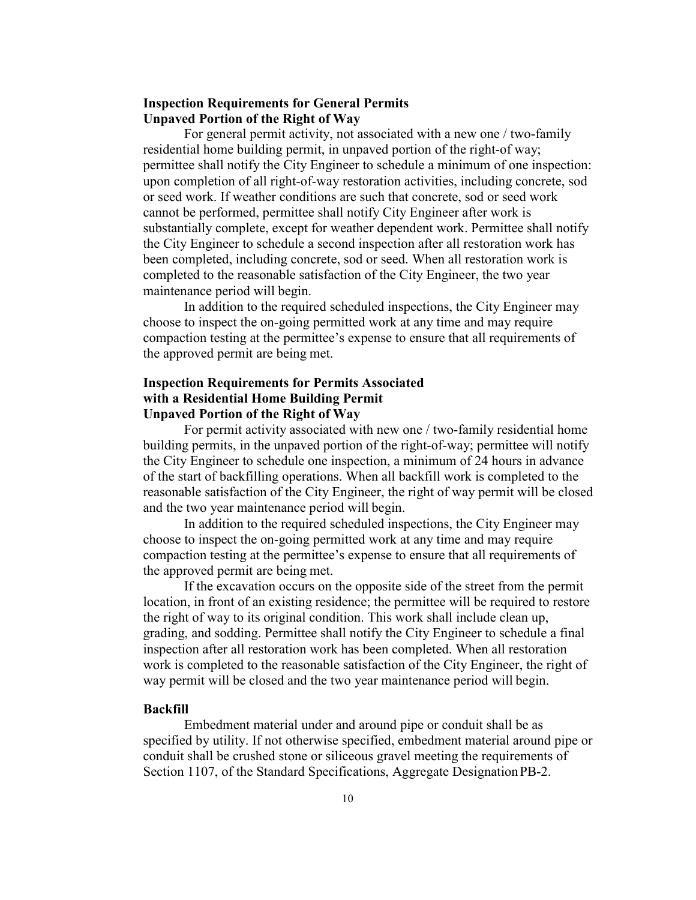## Inspection Requirements for General Permits
## Unpaved Portion of the Right of Way

For general permit activity, not associated with a new one / two-family residential home building permit, in unpaved portion of the right-of way; permittee shall notify the City Engineer to schedule a minimum of one inspection: upon completion of all right-of-way restoration activities, including concrete, sod or seed work. If weather conditions are such that concrete, sod or seed work cannot be performed, permittee shall notify City Engineer after work is substantially complete, except for weather dependent work. Permittee shall notify the City Engineer to schedule a second inspection after all restoration work has been completed, including concrete, sod or seed. When all restoration work is completed to the reasonable satisfaction of the City Engineer, the two year maintenance period will begin.

In addition to the required scheduled inspections, the City Engineer may choose to inspect the on-going permitted work at any time and may require compaction testing at the permittee's expense to ensure that all requirements of the approved permit are being met.

## Inspection Requirements for Permits Associated with a Residential Home Building Permit
## Unpaved Portion of the Right of Way

For permit activity associated with new one / two-family residential home building permits, in the unpaved portion of the right-of-way; permittee will notify the City Engineer to schedule one inspection, a minimum of 24 hours in advance of the start of backfilling operations. When all backfill work is completed to the reasonable satisfaction of the City Engineer, the right of way permit will be closed and the two year maintenance period will begin.

In addition to the required scheduled inspections, the City Engineer may choose to inspect the on-going permitted work at any time and may require compaction testing at the permittee's expense to ensure that all requirements of the approved permit are being met.

If the excavation occurs on the opposite side of the street from the permit location, in front of an existing residence; the permittee will be required to restore the right of way to its original condition. This work shall include clean up, grading, and sodding. Permittee shall notify the City Engineer to schedule a final inspection after all restoration work has been completed. When all restoration work is completed to the reasonable satisfaction of the City Engineer, the right of way permit will be closed and the two year maintenance period will begin.

## Backfill

Embedment material under and around pipe or conduit shall be as specified by utility. If not otherwise specified, embedment material around pipe or conduit shall be crushed stone or siliceous gravel meeting the requirements of Section 1107, of the Standard Specifications, Aggregate Designation PB-2.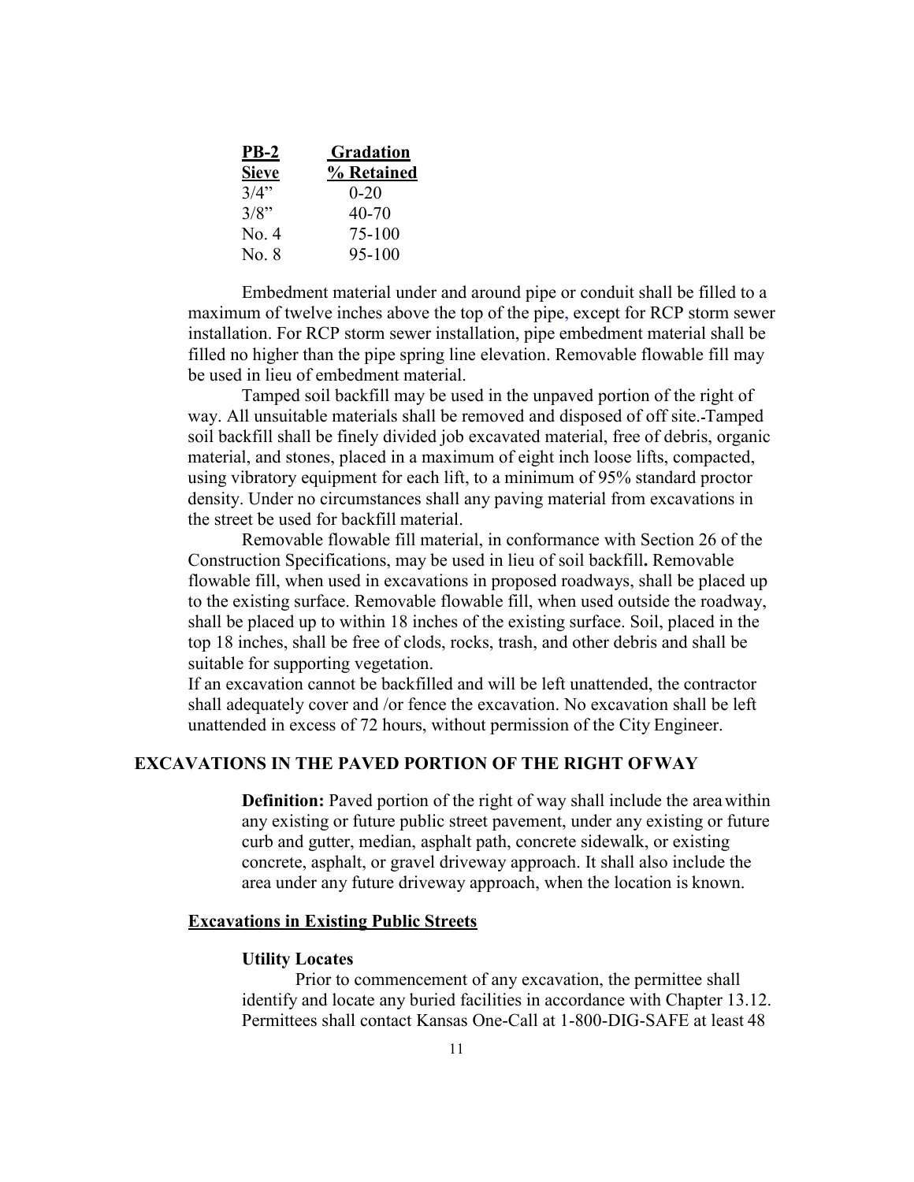| PB-2 Sieve | Gradation % Retained |
|---|---|
| 3/4" | 0-20 |
| 3/8" | 40-70 |
| No. 4 | 75-100 |
| No. 8 | 95-100 |

Embedment material under and around pipe or conduit shall be filled to a maximum of twelve inches above the top of the pipe, except for RCP storm sewer installation. For RCP storm sewer installation, pipe embedment material shall be filled no higher than the pipe spring line elevation. Removable flowable fill may be used in lieu of embedment material.

Tamped soil backfill may be used in the unpaved portion of the right of way. All unsuitable materials shall be removed and disposed of off site. Tamped soil backfill shall be finely divided job excavated material, free of debris, organic material, and stones, placed in a maximum of eight inch loose lifts, compacted, using vibratory equipment for each lift, to a minimum of 95% standard proctor density. Under no circumstances shall any paving material from excavations in the street be used for backfill material.

Removable flowable fill material, in conformance with Section 26 of the Construction Specifications, may be used in lieu of soil backfill**.** Removable flowable fill, when used in excavations in proposed roadways, shall be placed up to the existing surface. Removable flowable fill, when used outside the roadway, shall be placed up to within 18 inches of the existing surface. Soil, placed in the top 18 inches, shall be free of clods, rocks, trash, and other debris and shall be suitable for supporting vegetation.

If an excavation cannot be backfilled and will be left unattended, the contractor shall adequately cover and /or fence the excavation. No excavation shall be left unattended in excess of 72 hours, without permission of the City Engineer.

## EXCAVATIONS IN THE PAVED PORTION OF THE RIGHT OFWAY

**Definition:** Paved portion of the right of way shall include the area within any existing or future public street pavement, under any existing or future curb and gutter, median, asphalt path, concrete sidewalk, or existing concrete, asphalt, or gravel driveway approach. It shall also include the area under any future driveway approach, when the location is known.

### Excavations in Existing Public Streets

#### Utility Locates

Prior to commencement of any excavation, the permittee shall identify and locate any buried facilities in accordance with Chapter 13.12. Permittees shall contact Kansas One-Call at 1-800-DIG-SAFE at least 48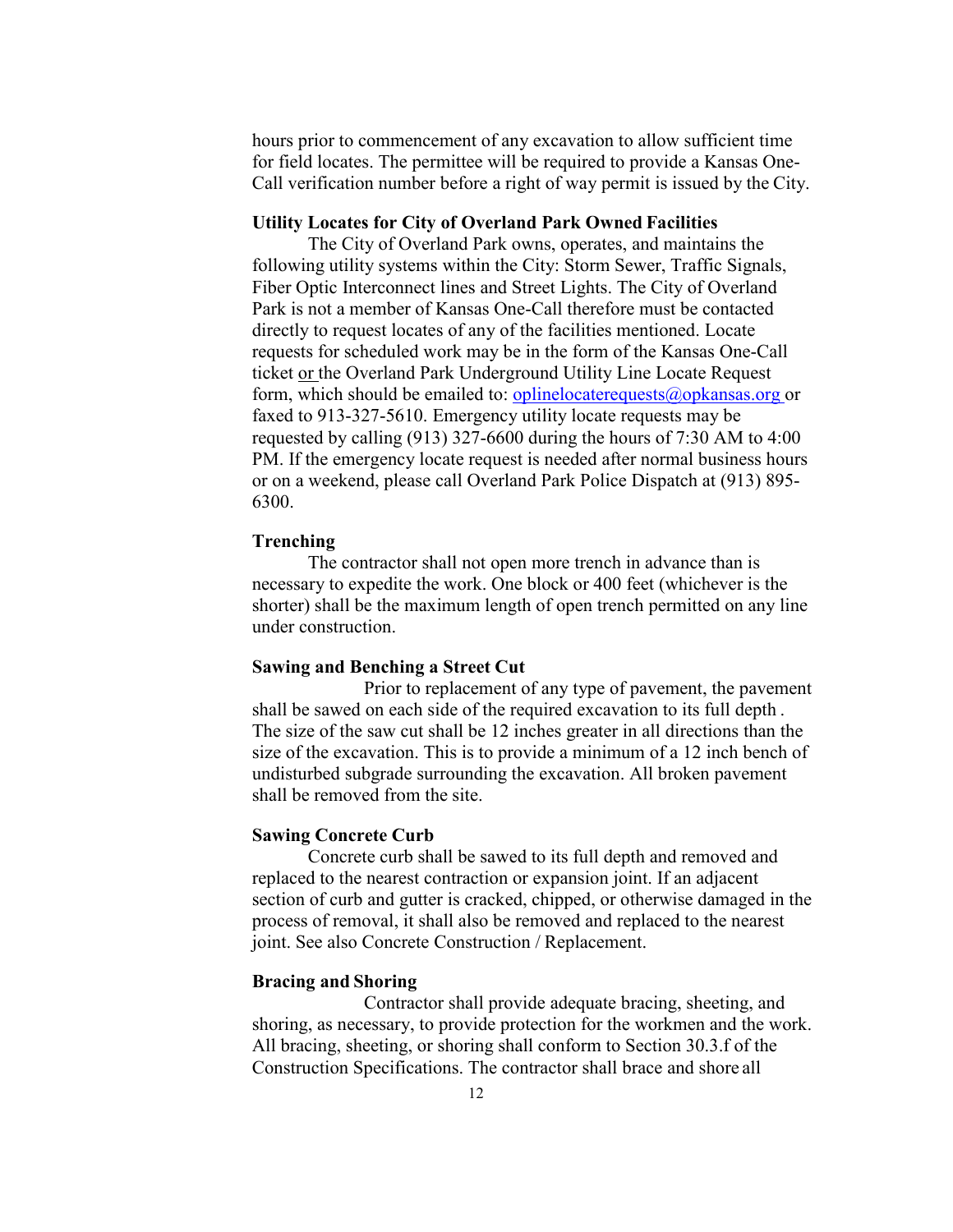hours prior to commencement of any excavation to allow sufficient time for field locates. The permittee will be required to provide a Kansas One-Call verification number before a right of way permit is issued by the City.

**Utility Locates for City of Overland Park Owned Facilities**

The City of Overland Park owns, operates, and maintains the following utility systems within the City: Storm Sewer, Traffic Signals, Fiber Optic Interconnect lines and Street Lights. The City of Overland Park is not a member of Kansas One-Call therefore must be contacted directly to request locates of any of the facilities mentioned. Locate requests for scheduled work may be in the form of the Kansas One-Call ticket or the Overland Park Underground Utility Line Locate Request form, which should be emailed to: oplinelocaterequests@opkansas.org or faxed to 913-327-5610. Emergency utility locate requests may be requested by calling (913) 327-6600 during the hours of 7:30 AM to 4:00 PM. If the emergency locate request is needed after normal business hours or on a weekend, please call Overland Park Police Dispatch at (913) 895-6300.

**Trenching**

The contractor shall not open more trench in advance than is necessary to expedite the work. One block or 400 feet (whichever is the shorter) shall be the maximum length of open trench permitted on any line under construction.

**Sawing and Benching a Street Cut**

Prior to replacement of any type of pavement, the pavement shall be sawed on each side of the required excavation to its full depth. The size of the saw cut shall be 12 inches greater in all directions than the size of the excavation. This is to provide a minimum of a 12 inch bench of undisturbed subgrade surrounding the excavation. All broken pavement shall be removed from the site.

**Sawing Concrete Curb**

Concrete curb shall be sawed to its full depth and removed and replaced to the nearest contraction or expansion joint. If an adjacent section of curb and gutter is cracked, chipped, or otherwise damaged in the process of removal, it shall also be removed and replaced to the nearest joint. See also Concrete Construction / Replacement.

**Bracing and Shoring**

Contractor shall provide adequate bracing, sheeting, and shoring, as necessary, to provide protection for the workmen and the work. All bracing, sheeting, or shoring shall conform to Section 30.3.f of the Construction Specifications. The contractor shall brace and shore all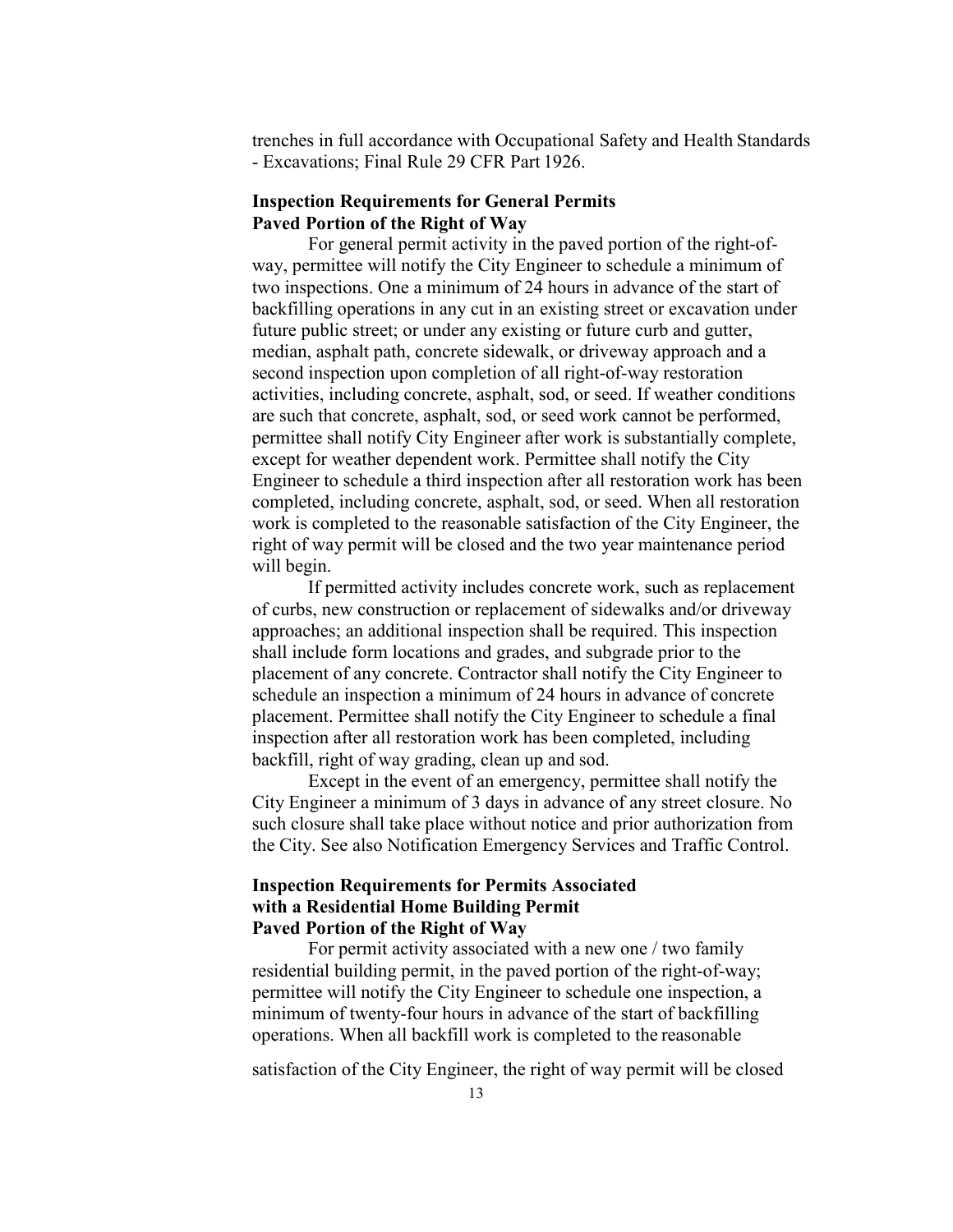trenches in full accordance with Occupational Safety and Health Standards - Excavations; Final Rule 29 CFR Part 1926.

**Inspection Requirements for General Permits**
**Paved Portion of the Right of Way**

For general permit activity in the paved portion of the right-of-way, permittee will notify the City Engineer to schedule a minimum of two inspections. One a minimum of 24 hours in advance of the start of backfilling operations in any cut in an existing street or excavation under future public street; or under any existing or future curb and gutter, median, asphalt path, concrete sidewalk, or driveway approach and a second inspection upon completion of all right-of-way restoration activities, including concrete, asphalt, sod, or seed. If weather conditions are such that concrete, asphalt, sod, or seed work cannot be performed, permittee shall notify City Engineer after work is substantially complete, except for weather dependent work. Permittee shall notify the City Engineer to schedule a third inspection after all restoration work has been completed, including concrete, asphalt, sod, or seed. When all restoration work is completed to the reasonable satisfaction of the City Engineer, the right of way permit will be closed and the two year maintenance period will begin.

If permitted activity includes concrete work, such as replacement of curbs, new construction or replacement of sidewalks and/or driveway approaches; an additional inspection shall be required. This inspection shall include form locations and grades, and subgrade prior to the placement of any concrete. Contractor shall notify the City Engineer to schedule an inspection a minimum of 24 hours in advance of concrete placement. Permittee shall notify the City Engineer to schedule a final inspection after all restoration work has been completed, including backfill, right of way grading, clean up and sod.

Except in the event of an emergency, permittee shall notify the City Engineer a minimum of 3 days in advance of any street closure. No such closure shall take place without notice and prior authorization from the City. See also Notification Emergency Services and Traffic Control.

**Inspection Requirements for Permits Associated with a Residential Home Building Permit**
**Paved Portion of the Right of Way**

For permit activity associated with a new one / two family residential building permit, in the paved portion of the right-of-way; permittee will notify the City Engineer to schedule one inspection, a minimum of twenty-four hours in advance of the start of backfilling operations. When all backfill work is completed to the reasonable satisfaction of the City Engineer, the right of way permit will be closed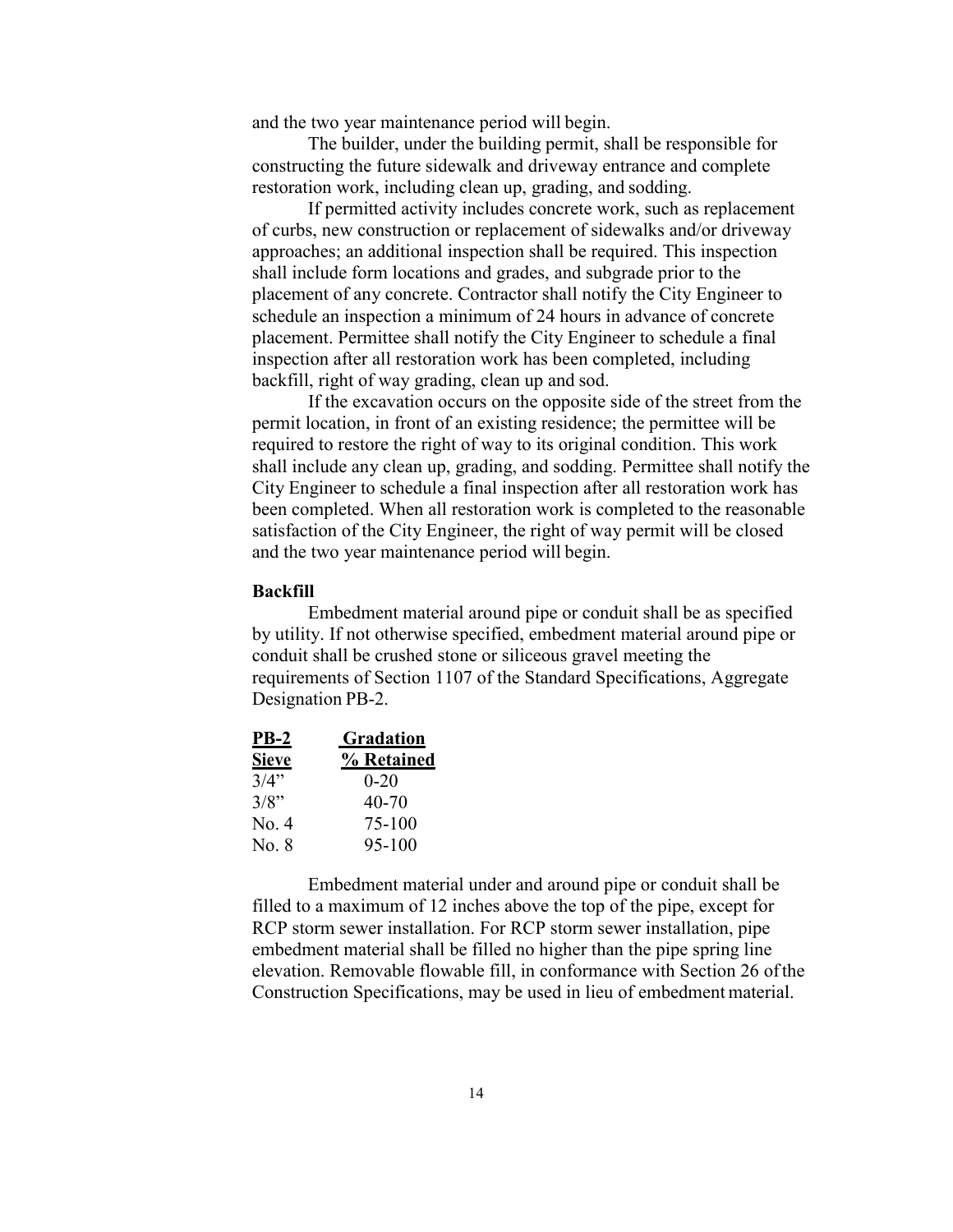and the two year maintenance period will begin.

The builder, under the building permit, shall be responsible for constructing the future sidewalk and driveway entrance and complete restoration work, including clean up, grading, and sodding.

If permitted activity includes concrete work, such as replacement of curbs, new construction or replacement of sidewalks and/or driveway approaches; an additional inspection shall be required. This inspection shall include form locations and grades, and subgrade prior to the placement of any concrete. Contractor shall notify the City Engineer to schedule an inspection a minimum of 24 hours in advance of concrete placement. Permittee shall notify the City Engineer to schedule a final inspection after all restoration work has been completed, including backfill, right of way grading, clean up and sod.

If the excavation occurs on the opposite side of the street from the permit location, in front of an existing residence; the permittee will be required to restore the right of way to its original condition. This work shall include any clean up, grading, and sodding. Permittee shall notify the City Engineer to schedule a final inspection after all restoration work has been completed. When all restoration work is completed to the reasonable satisfaction of the City Engineer, the right of way permit will be closed and the two year maintenance period will begin.

**Backfill**

Embedment material around pipe or conduit shall be as specified by utility. If not otherwise specified, embedment material around pipe or conduit shall be crushed stone or siliceous gravel meeting the requirements of Section 1107 of the Standard Specifications, Aggregate Designation PB-2.

| PB-2 Sieve | Gradation % Retained |
| --- | --- |
| 3/4" | 0-20 |
| 3/8" | 40-70 |
| No. 4 | 75-100 |
| No. 8 | 95-100 |

Embedment material under and around pipe or conduit shall be filled to a maximum of 12 inches above the top of the pipe, except for RCP storm sewer installation. For RCP storm sewer installation, pipe embedment material shall be filled no higher than the pipe spring line elevation. Removable flowable fill, in conformance with Section 26 of the Construction Specifications, may be used in lieu of embedment material.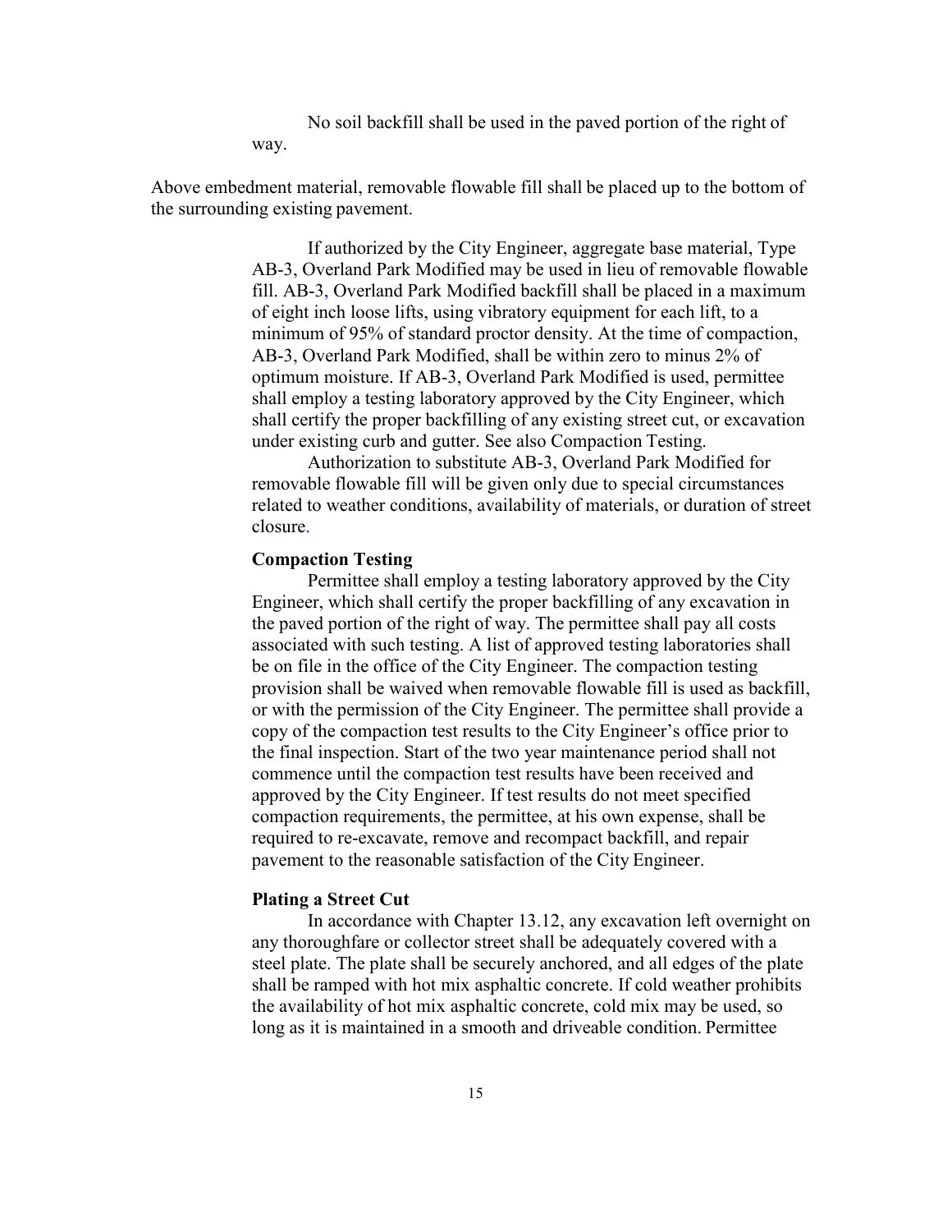No soil backfill shall be used in the paved portion of the right of way.

Above embedment material, removable flowable fill shall be placed up to the bottom of the surrounding existing pavement.

If authorized by the City Engineer, aggregate base material, Type AB-3, Overland Park Modified may be used in lieu of removable flowable fill. AB-3, Overland Park Modified backfill shall be placed in a maximum of eight inch loose lifts, using vibratory equipment for each lift, to a minimum of 95% of standard proctor density. At the time of compaction, AB-3, Overland Park Modified, shall be within zero to minus 2% of optimum moisture. If AB-3, Overland Park Modified is used, permittee shall employ a testing laboratory approved by the City Engineer, which shall certify the proper backfilling of any existing street cut, or excavation under existing curb and gutter. See also Compaction Testing.

Authorization to substitute AB-3, Overland Park Modified for removable flowable fill will be given only due to special circumstances related to weather conditions, availability of materials, or duration of street closure.

**Compaction Testing**

Permittee shall employ a testing laboratory approved by the City Engineer, which shall certify the proper backfilling of any excavation in the paved portion of the right of way. The permittee shall pay all costs associated with such testing. A list of approved testing laboratories shall be on file in the office of the City Engineer. The compaction testing provision shall be waived when removable flowable fill is used as backfill, or with the permission of the City Engineer. The permittee shall provide a copy of the compaction test results to the City Engineer's office prior to the final inspection. Start of the two year maintenance period shall not commence until the compaction test results have been received and approved by the City Engineer. If test results do not meet specified compaction requirements, the permittee, at his own expense, shall be required to re-excavate, remove and recompact backfill, and repair pavement to the reasonable satisfaction of the City Engineer.

**Plating a Street Cut**

In accordance with Chapter 13.12, any excavation left overnight on any thoroughfare or collector street shall be adequately covered with a steel plate. The plate shall be securely anchored, and all edges of the plate shall be ramped with hot mix asphaltic concrete. If cold weather prohibits the availability of hot mix asphaltic concrete, cold mix may be used, so long as it is maintained in a smooth and driveable condition. Permittee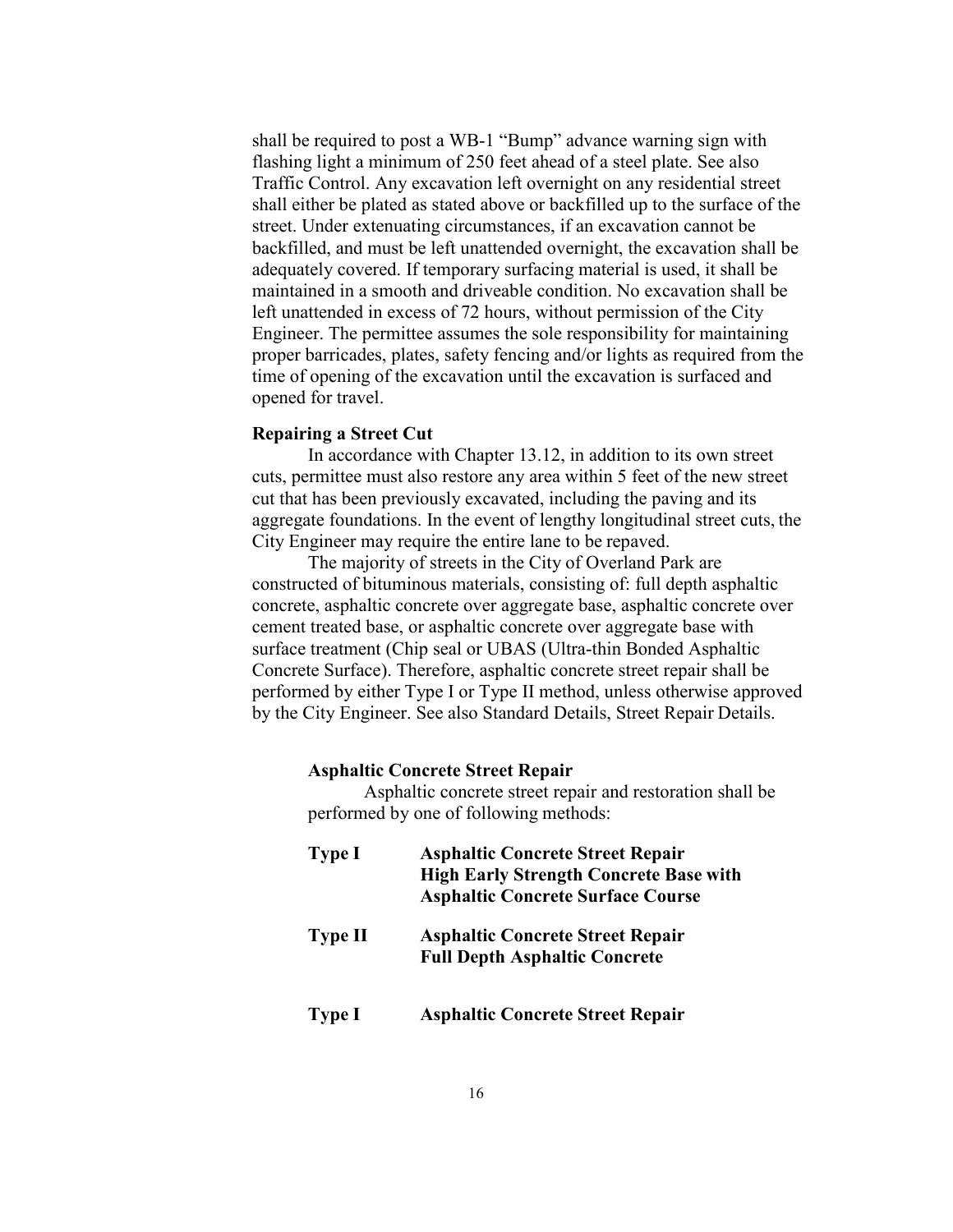shall be required to post a WB-1 "Bump" advance warning sign with flashing light a minimum of 250 feet ahead of a steel plate. See also Traffic Control. Any excavation left overnight on any residential street shall either be plated as stated above or backfilled up to the surface of the street. Under extenuating circumstances, if an excavation cannot be backfilled, and must be left unattended overnight, the excavation shall be adequately covered. If temporary surfacing material is used, it shall be maintained in a smooth and driveable condition. No excavation shall be left unattended in excess of 72 hours, without permission of the City Engineer. The permittee assumes the sole responsibility for maintaining proper barricades, plates, safety fencing and/or lights as required from the time of opening of the excavation until the excavation is surfaced and opened for travel.

**Repairing a Street Cut**

In accordance with Chapter 13.12, in addition to its own street cuts, permittee must also restore any area within 5 feet of the new street cut that has been previously excavated, including the paving and its aggregate foundations. In the event of lengthy longitudinal street cuts, the City Engineer may require the entire lane to be repaved.

The majority of streets in the City of Overland Park are constructed of bituminous materials, consisting of: full depth asphaltic concrete, asphaltic concrete over aggregate base, asphaltic concrete over cement treated base, or asphaltic concrete over aggregate base with surface treatment (Chip seal or UBAS (Ultra-thin Bonded Asphaltic Concrete Surface). Therefore, asphaltic concrete street repair shall be performed by either Type I or Type II method, unless otherwise approved by the City Engineer. See also Standard Details, Street Repair Details.

**Asphaltic Concrete Street Repair**

Asphaltic concrete street repair and restoration shall be performed by one of following methods:

**Type I** — **Asphaltic Concrete Street Repair**
**High Early Strength Concrete Base with**
**Asphaltic Concrete Surface Course**

**Type II** — **Asphaltic Concrete Street Repair**
**Full Depth Asphaltic Concrete**

**Type I** — **Asphaltic Concrete Street Repair**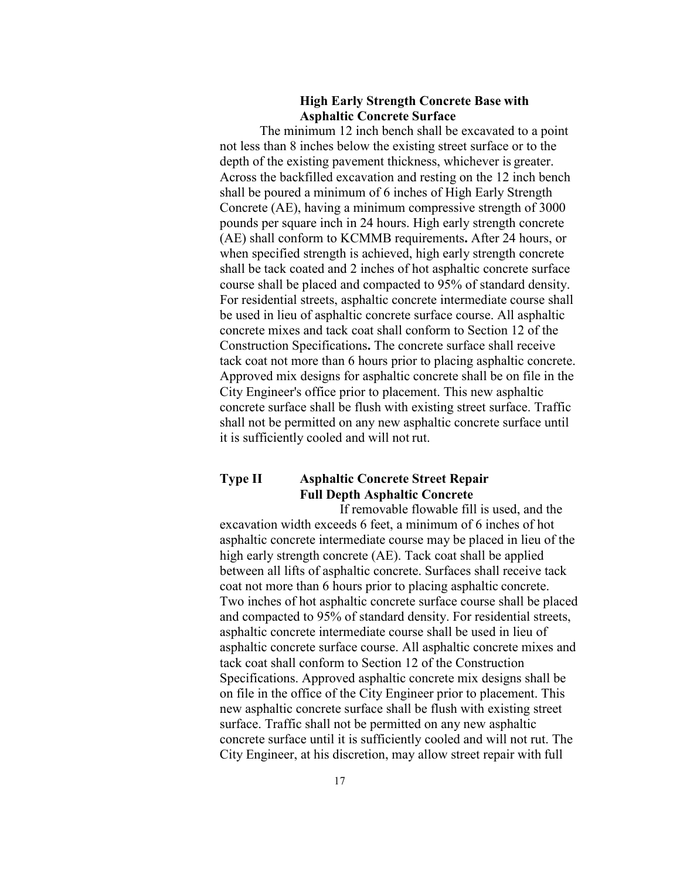**High Early Strength Concrete Base with Asphaltic Concrete Surface**

The minimum 12 inch bench shall be excavated to a point not less than 8 inches below the existing street surface or to the depth of the existing pavement thickness, whichever is greater. Across the backfilled excavation and resting on the 12 inch bench shall be poured a minimum of 6 inches of High Early Strength Concrete (AE), having a minimum compressive strength of 3000 pounds per square inch in 24 hours. High early strength concrete (AE) shall conform to KCMMB requirements**.** After 24 hours, or when specified strength is achieved, high early strength concrete shall be tack coated and 2 inches of hot asphaltic concrete surface course shall be placed and compacted to 95% of standard density. For residential streets, asphaltic concrete intermediate course shall be used in lieu of asphaltic concrete surface course. All asphaltic concrete mixes and tack coat shall conform to Section 12 of the Construction Specifications**.** The concrete surface shall receive tack coat not more than 6 hours prior to placing asphaltic concrete. Approved mix designs for asphaltic concrete shall be on file in the City Engineer's office prior to placement. This new asphaltic concrete surface shall be flush with existing street surface. Traffic shall not be permitted on any new asphaltic concrete surface until it is sufficiently cooled and will not rut.

**Type II Asphaltic Concrete Street Repair**
**Full Depth Asphaltic Concrete**

If removable flowable fill is used, and the excavation width exceeds 6 feet, a minimum of 6 inches of hot asphaltic concrete intermediate course may be placed in lieu of the high early strength concrete (AE). Tack coat shall be applied between all lifts of asphaltic concrete. Surfaces shall receive tack coat not more than 6 hours prior to placing asphaltic concrete. Two inches of hot asphaltic concrete surface course shall be placed and compacted to 95% of standard density. For residential streets, asphaltic concrete intermediate course shall be used in lieu of asphaltic concrete surface course. All asphaltic concrete mixes and tack coat shall conform to Section 12 of the Construction Specifications. Approved asphaltic concrete mix designs shall be on file in the office of the City Engineer prior to placement. This new asphaltic concrete surface shall be flush with existing street surface. Traffic shall not be permitted on any new asphaltic concrete surface until it is sufficiently cooled and will not rut. The City Engineer, at his discretion, may allow street repair with full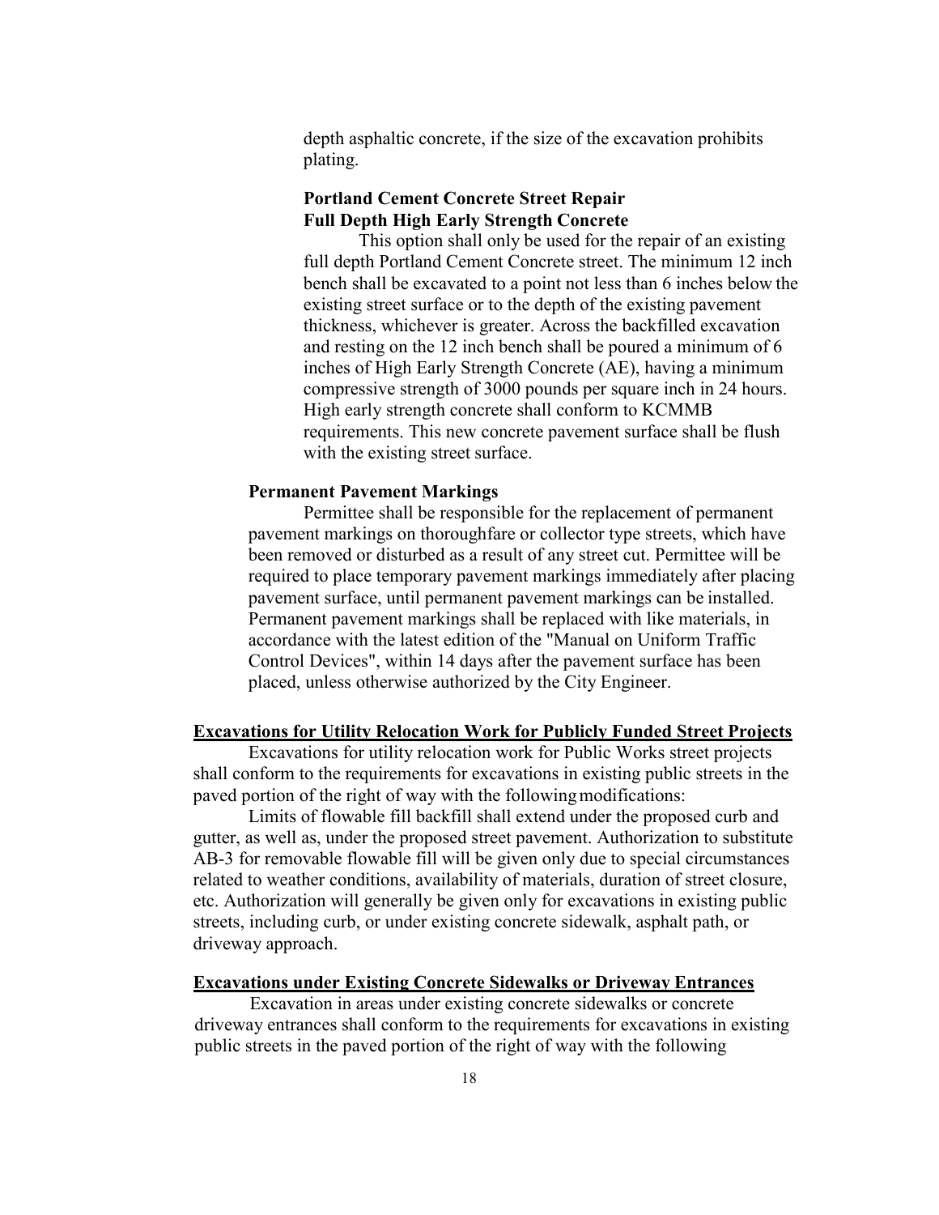depth asphaltic concrete, if the size of the excavation prohibits plating.

**Portland Cement Concrete Street Repair**
**Full Depth High Early Strength Concrete**

This option shall only be used for the repair of an existing full depth Portland Cement Concrete street. The minimum 12 inch bench shall be excavated to a point not less than 6 inches below the existing street surface or to the depth of the existing pavement thickness, whichever is greater. Across the backfilled excavation and resting on the 12 inch bench shall be poured a minimum of 6 inches of High Early Strength Concrete (AE), having a minimum compressive strength of 3000 pounds per square inch in 24 hours. High early strength concrete shall conform to KCMMB requirements. This new concrete pavement surface shall be flush with the existing street surface.

**Permanent Pavement Markings**

Permittee shall be responsible for the replacement of permanent pavement markings on thoroughfare or collector type streets, which have been removed or disturbed as a result of any street cut. Permittee will be required to place temporary pavement markings immediately after placing pavement surface, until permanent pavement markings can be installed. Permanent pavement markings shall be replaced with like materials, in accordance with the latest edition of the "Manual on Uniform Traffic Control Devices", within 14 days after the pavement surface has been placed, unless otherwise authorized by the City Engineer.

**<u>Excavations for Utility Relocation Work for Publicly Funded Street Projects</u>**

Excavations for utility relocation work for Public Works street projects shall conform to the requirements for excavations in existing public streets in the paved portion of the right of way with the following modifications:

Limits of flowable fill backfill shall extend under the proposed curb and gutter, as well as, under the proposed street pavement. Authorization to substitute AB-3 for removable flowable fill will be given only due to special circumstances related to weather conditions, availability of materials, duration of street closure, etc. Authorization will generally be given only for excavations in existing public streets, including curb, or under existing concrete sidewalk, asphalt path, or driveway approach.

**<u>Excavations under Existing Concrete Sidewalks or Driveway Entrances</u>**

Excavation in areas under existing concrete sidewalks or concrete driveway entrances shall conform to the requirements for excavations in existing public streets in the paved portion of the right of way with the following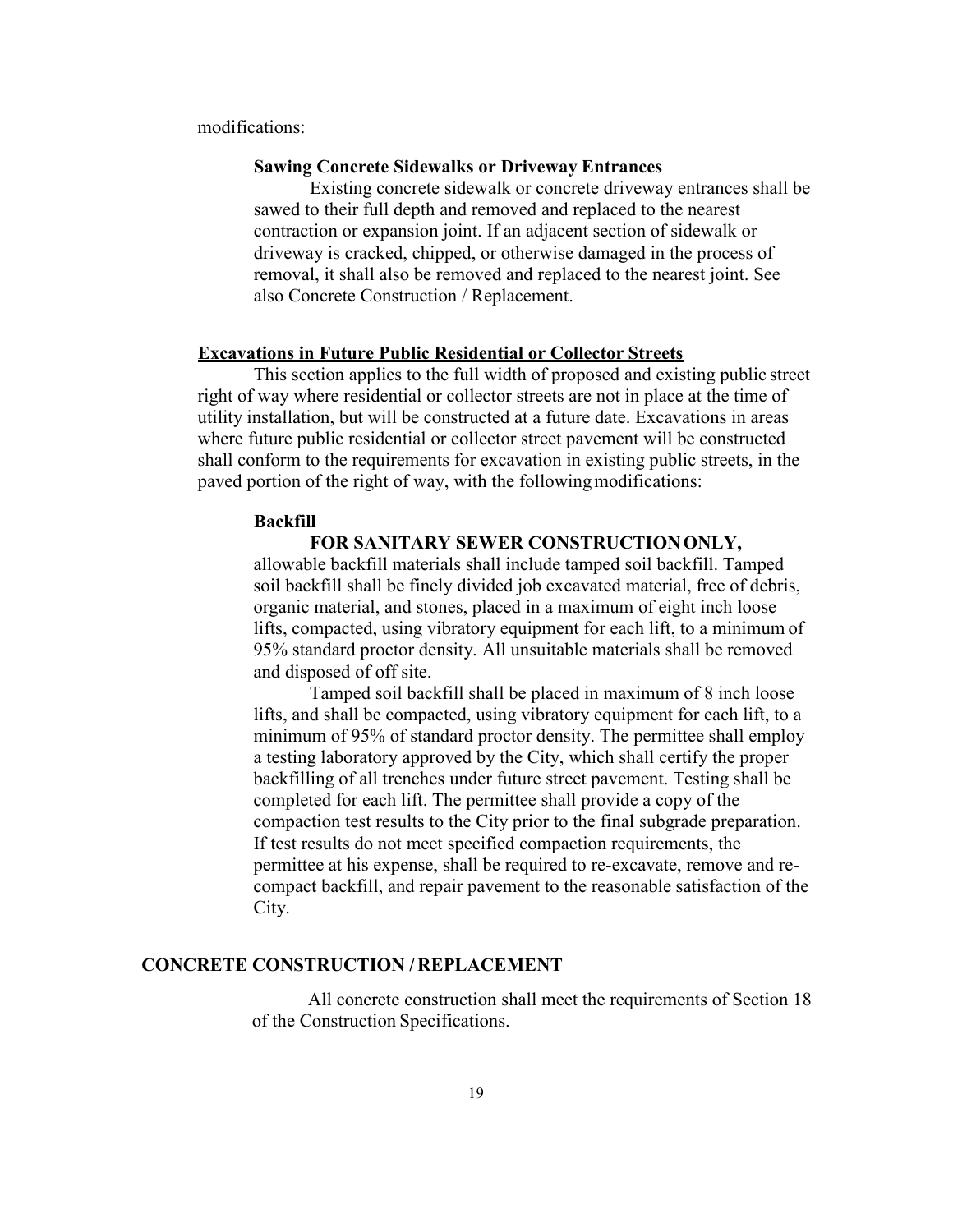modifications:

**Sawing Concrete Sidewalks or Driveway Entrances**

Existing concrete sidewalk or concrete driveway entrances shall be sawed to their full depth and removed and replaced to the nearest contraction or expansion joint. If an adjacent section of sidewalk or driveway is cracked, chipped, or otherwise damaged in the process of removal, it shall also be removed and replaced to the nearest joint. See also Concrete Construction / Replacement.

**<u>Excavations in Future Public Residential or Collector Streets</u>**

This section applies to the full width of proposed and existing public street right of way where residential or collector streets are not in place at the time of utility installation, but will be constructed at a future date. Excavations in areas where future public residential or collector street pavement will be constructed shall conform to the requirements for excavation in existing public streets, in the paved portion of the right of way, with the following modifications:

**Backfill**

**FOR SANITARY SEWER CONSTRUCTION ONLY,** allowable backfill materials shall include tamped soil backfill. Tamped soil backfill shall be finely divided job excavated material, free of debris, organic material, and stones, placed in a maximum of eight inch loose lifts, compacted, using vibratory equipment for each lift, to a minimum of 95% standard proctor density. All unsuitable materials shall be removed and disposed of off site.

Tamped soil backfill shall be placed in maximum of 8 inch loose lifts, and shall be compacted, using vibratory equipment for each lift, to a minimum of 95% of standard proctor density. The permittee shall employ a testing laboratory approved by the City, which shall certify the proper backfilling of all trenches under future street pavement. Testing shall be completed for each lift. The permittee shall provide a copy of the compaction test results to the City prior to the final subgrade preparation. If test results do not meet specified compaction requirements, the permittee at his expense, shall be required to re-excavate, remove and re-compact backfill, and repair pavement to the reasonable satisfaction of the City.

## CONCRETE CONSTRUCTION / REPLACEMENT

All concrete construction shall meet the requirements of Section 18 of the Construction Specifications.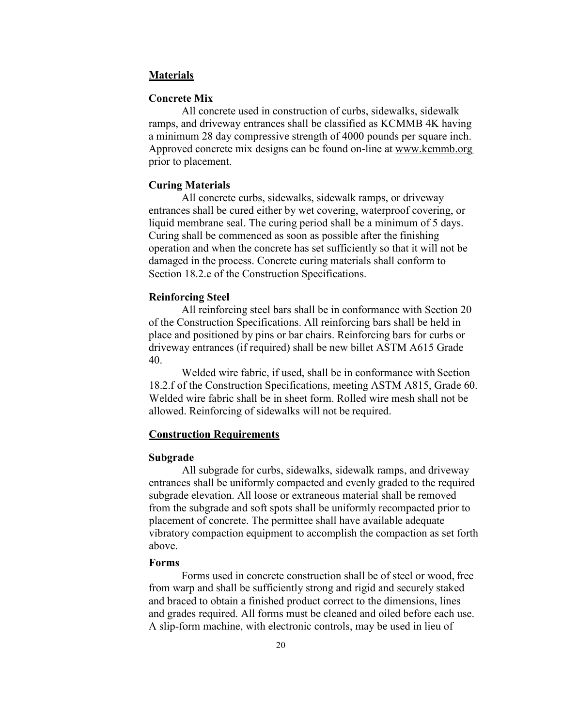## Materials

### Concrete Mix

All concrete used in construction of curbs, sidewalks, sidewalk ramps, and driveway entrances shall be classified as KCMMB 4K having a minimum 28 day compressive strength of 4000 pounds per square inch. Approved concrete mix designs can be found on-line at www.kcmmb.org prior to placement.

### Curing Materials

All concrete curbs, sidewalks, sidewalk ramps, or driveway entrances shall be cured either by wet covering, waterproof covering, or liquid membrane seal. The curing period shall be a minimum of 5 days. Curing shall be commenced as soon as possible after the finishing operation and when the concrete has set sufficiently so that it will not be damaged in the process. Concrete curing materials shall conform to Section 18.2.e of the Construction Specifications.

### Reinforcing Steel

All reinforcing steel bars shall be in conformance with Section 20 of the Construction Specifications. All reinforcing bars shall be held in place and positioned by pins or bar chairs. Reinforcing bars for curbs or driveway entrances (if required) shall be new billet ASTM A615 Grade 40.

Welded wire fabric, if used, shall be in conformance with Section 18.2.f of the Construction Specifications, meeting ASTM A815, Grade 60. Welded wire fabric shall be in sheet form. Rolled wire mesh shall not be allowed. Reinforcing of sidewalks will not be required.

## Construction Requirements

### Subgrade

All subgrade for curbs, sidewalks, sidewalk ramps, and driveway entrances shall be uniformly compacted and evenly graded to the required subgrade elevation. All loose or extraneous material shall be removed from the subgrade and soft spots shall be uniformly recompacted prior to placement of concrete. The permittee shall have available adequate vibratory compaction equipment to accomplish the compaction as set forth above.

### Forms

Forms used in concrete construction shall be of steel or wood, free from warp and shall be sufficiently strong and rigid and securely staked and braced to obtain a finished product correct to the dimensions, lines and grades required. All forms must be cleaned and oiled before each use. A slip-form machine, with electronic controls, may be used in lieu of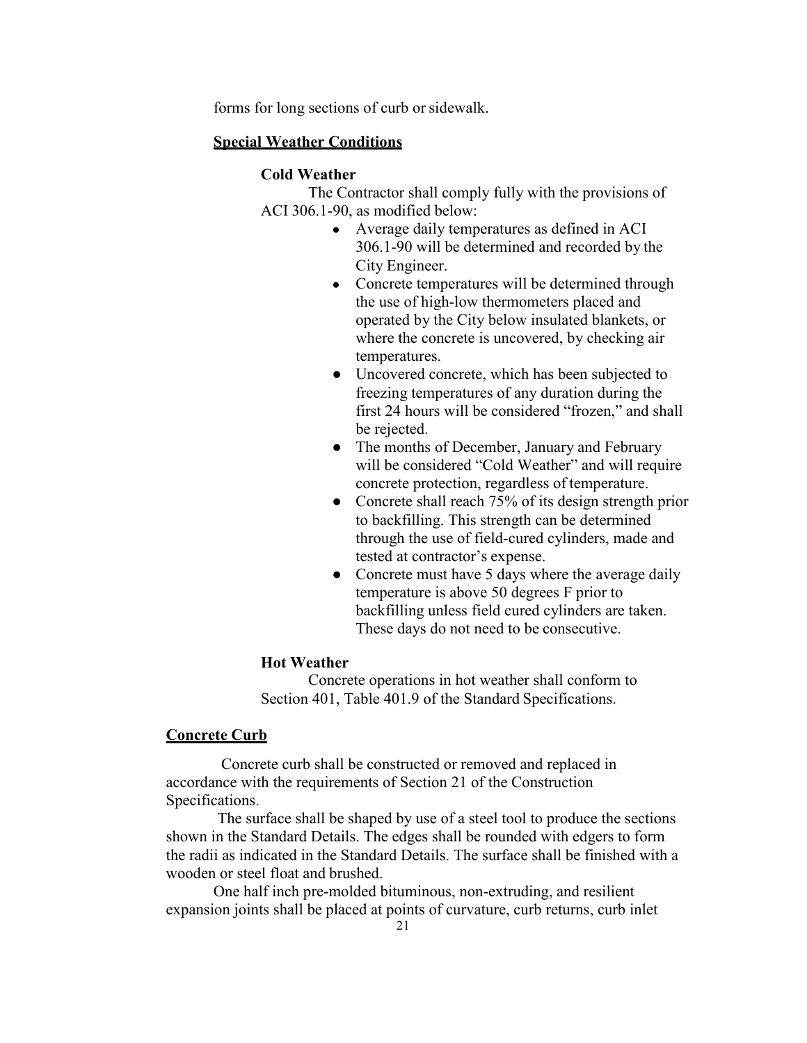forms for long sections of curb or sidewalk.

## Special Weather Conditions

### Cold Weather

The Contractor shall comply fully with the provisions of ACI 306.1-90, as modified below:

- Average daily temperatures as defined in ACI 306.1-90 will be determined and recorded by the City Engineer.
- Concrete temperatures will be determined through the use of high-low thermometers placed and operated by the City below insulated blankets, or where the concrete is uncovered, by checking air temperatures.
- Uncovered concrete, which has been subjected to freezing temperatures of any duration during the first 24 hours will be considered "frozen," and shall be rejected.
- The months of December, January and February will be considered "Cold Weather" and will require concrete protection, regardless of temperature.
- Concrete shall reach 75% of its design strength prior to backfilling. This strength can be determined through the use of field-cured cylinders, made and tested at contractor's expense.
- Concrete must have 5 days where the average daily temperature is above 50 degrees F prior to backfilling unless field cured cylinders are taken. These days do not need to be consecutive.

### Hot Weather

Concrete operations in hot weather shall conform to Section 401, Table 401.9 of the Standard Specifications.

## Concrete Curb

Concrete curb shall be constructed or removed and replaced in accordance with the requirements of Section 21 of the Construction Specifications.

The surface shall be shaped by use of a steel tool to produce the sections shown in the Standard Details. The edges shall be rounded with edgers to form the radii as indicated in the Standard Details. The surface shall be finished with a wooden or steel float and brushed.

One half inch pre-molded bituminous, non-extruding, and resilient expansion joints shall be placed at points of curvature, curb returns, curb inlet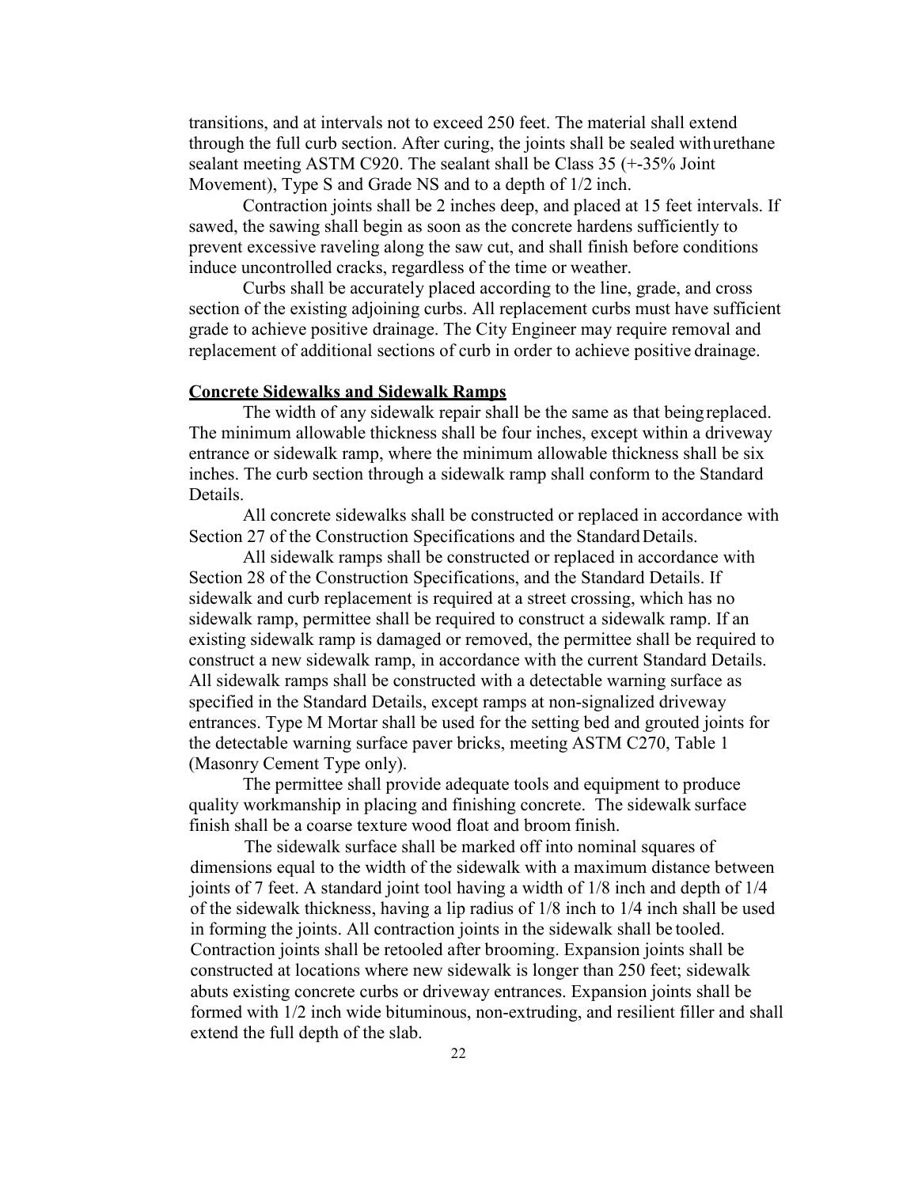transitions, and at intervals not to exceed 250 feet. The material shall extend through the full curb section. After curing, the joints shall be sealed with urethane sealant meeting ASTM C920. The sealant shall be Class 35 (+-35% Joint Movement), Type S and Grade NS and to a depth of 1/2 inch.

Contraction joints shall be 2 inches deep, and placed at 15 feet intervals. If sawed, the sawing shall begin as soon as the concrete hardens sufficiently to prevent excessive raveling along the saw cut, and shall finish before conditions induce uncontrolled cracks, regardless of the time or weather.

Curbs shall be accurately placed according to the line, grade, and cross section of the existing adjoining curbs. All replacement curbs must have sufficient grade to achieve positive drainage. The City Engineer may require removal and replacement of additional sections of curb in order to achieve positive drainage.

**Concrete Sidewalks and Sidewalk Ramps**

The width of any sidewalk repair shall be the same as that being replaced. The minimum allowable thickness shall be four inches, except within a driveway entrance or sidewalk ramp, where the minimum allowable thickness shall be six inches. The curb section through a sidewalk ramp shall conform to the Standard Details.

All concrete sidewalks shall be constructed or replaced in accordance with Section 27 of the Construction Specifications and the Standard Details.

All sidewalk ramps shall be constructed or replaced in accordance with Section 28 of the Construction Specifications, and the Standard Details. If sidewalk and curb replacement is required at a street crossing, which has no sidewalk ramp, permittee shall be required to construct a sidewalk ramp. If an existing sidewalk ramp is damaged or removed, the permittee shall be required to construct a new sidewalk ramp, in accordance with the current Standard Details. All sidewalk ramps shall be constructed with a detectable warning surface as specified in the Standard Details, except ramps at non-signalized driveway entrances. Type M Mortar shall be used for the setting bed and grouted joints for the detectable warning surface paver bricks, meeting ASTM C270, Table 1 (Masonry Cement Type only).

The permittee shall provide adequate tools and equipment to produce quality workmanship in placing and finishing concrete. The sidewalk surface finish shall be a coarse texture wood float and broom finish.

The sidewalk surface shall be marked off into nominal squares of dimensions equal to the width of the sidewalk with a maximum distance between joints of 7 feet. A standard joint tool having a width of 1/8 inch and depth of 1/4 of the sidewalk thickness, having a lip radius of 1/8 inch to 1/4 inch shall be used in forming the joints. All contraction joints in the sidewalk shall be tooled. Contraction joints shall be retooled after brooming. Expansion joints shall be constructed at locations where new sidewalk is longer than 250 feet; sidewalk abuts existing concrete curbs or driveway entrances. Expansion joints shall be formed with 1/2 inch wide bituminous, non-extruding, and resilient filler and shall extend the full depth of the slab.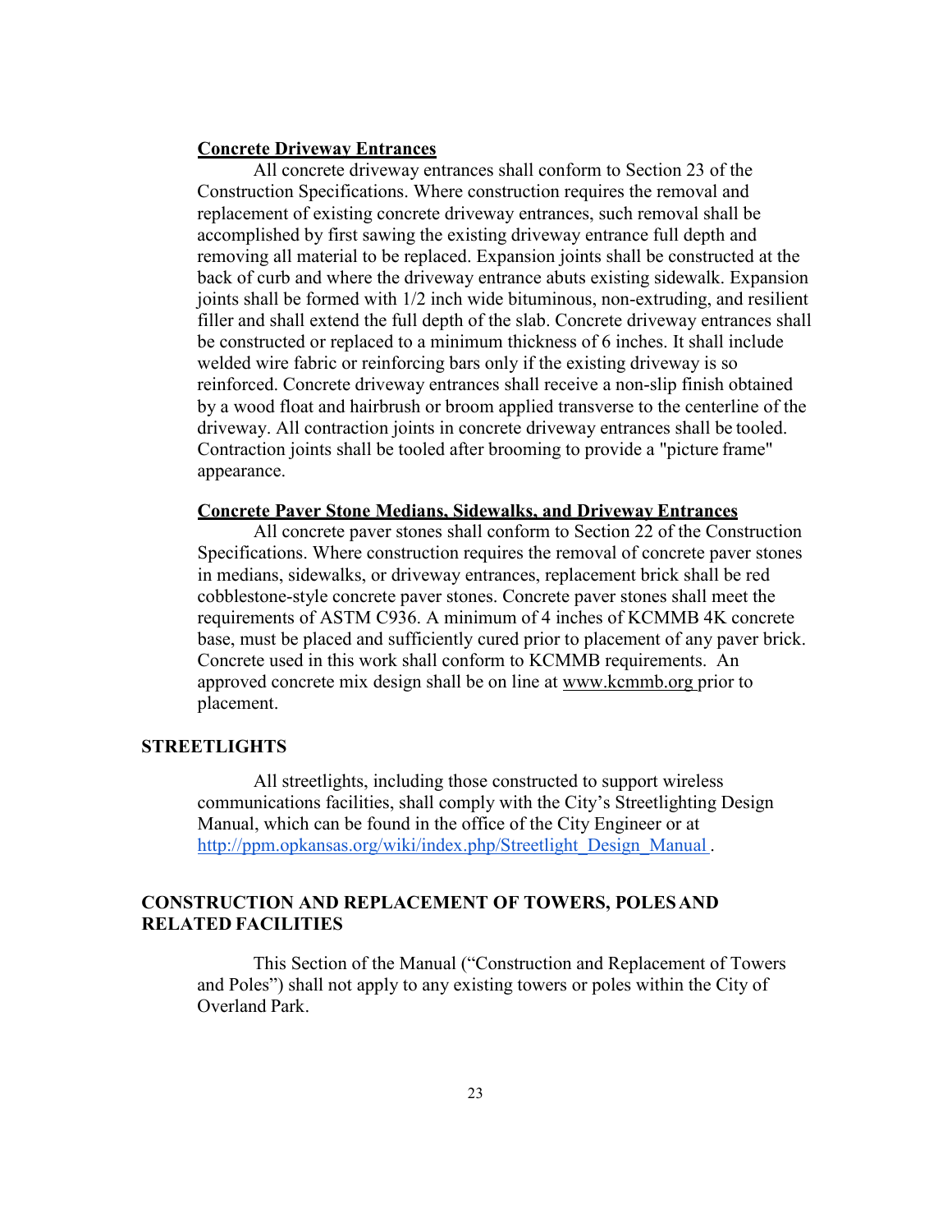**Concrete Driveway Entrances**

All concrete driveway entrances shall conform to Section 23 of the Construction Specifications. Where construction requires the removal and replacement of existing concrete driveway entrances, such removal shall be accomplished by first sawing the existing driveway entrance full depth and removing all material to be replaced. Expansion joints shall be constructed at the back of curb and where the driveway entrance abuts existing sidewalk. Expansion joints shall be formed with 1/2 inch wide bituminous, non-extruding, and resilient filler and shall extend the full depth of the slab. Concrete driveway entrances shall be constructed or replaced to a minimum thickness of 6 inches. It shall include welded wire fabric or reinforcing bars only if the existing driveway is so reinforced. Concrete driveway entrances shall receive a non-slip finish obtained by a wood float and hairbrush or broom applied transverse to the centerline of the driveway. All contraction joints in concrete driveway entrances shall be tooled. Contraction joints shall be tooled after brooming to provide a "picture frame" appearance.

**Concrete Paver Stone Medians, Sidewalks, and Driveway Entrances**

All concrete paver stones shall conform to Section 22 of the Construction Specifications. Where construction requires the removal of concrete paver stones in medians, sidewalks, or driveway entrances, replacement brick shall be red cobblestone-style concrete paver stones. Concrete paver stones shall meet the requirements of ASTM C936. A minimum of 4 inches of KCMMB 4K concrete base, must be placed and sufficiently cured prior to placement of any paver brick. Concrete used in this work shall conform to KCMMB requirements. An approved concrete mix design shall be on line at www.kcmmb.org prior to placement.

## STREETLIGHTS

All streetlights, including those constructed to support wireless communications facilities, shall comply with the City's Streetlighting Design Manual, which can be found in the office of the City Engineer or at http://ppm.opkansas.org/wiki/index.php/Streetlight_Design_Manual .

## CONSTRUCTION AND REPLACEMENT OF TOWERS, POLES AND RELATED FACILITIES

This Section of the Manual ("Construction and Replacement of Towers and Poles") shall not apply to any existing towers or poles within the City of Overland Park.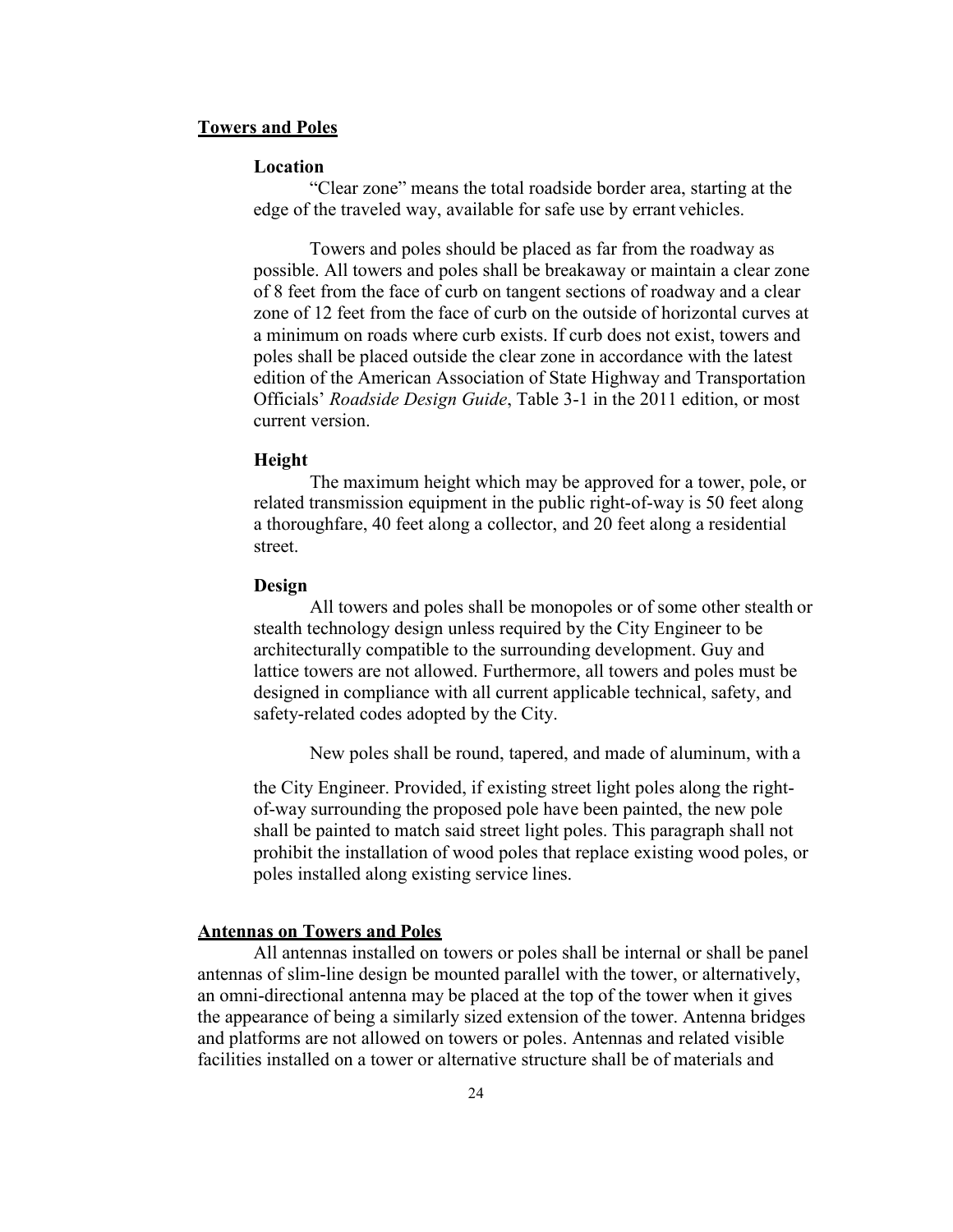## Towers and Poles

### Location

"Clear zone" means the total roadside border area, starting at the edge of the traveled way, available for safe use by errant vehicles.

Towers and poles should be placed as far from the roadway as possible. All towers and poles shall be breakaway or maintain a clear zone of 8 feet from the face of curb on tangent sections of roadway and a clear zone of 12 feet from the face of curb on the outside of horizontal curves at a minimum on roads where curb exists. If curb does not exist, towers and poles shall be placed outside the clear zone in accordance with the latest edition of the American Association of State Highway and Transportation Officials' *Roadside Design Guide*, Table 3-1 in the 2011 edition, or most current version.

### Height

The maximum height which may be approved for a tower, pole, or related transmission equipment in the public right-of-way is 50 feet along a thoroughfare, 40 feet along a collector, and 20 feet along a residential street.

### Design

All towers and poles shall be monopoles or of some other stealth or stealth technology design unless required by the City Engineer to be architecturally compatible to the surrounding development. Guy and lattice towers are not allowed. Furthermore, all towers and poles must be designed in compliance with all current applicable technical, safety, and safety-related codes adopted by the City.

New poles shall be round, tapered, and made of aluminum, with a

the City Engineer. Provided, if existing street light poles along the right-of-way surrounding the proposed pole have been painted, the new pole shall be painted to match said street light poles. This paragraph shall not prohibit the installation of wood poles that replace existing wood poles, or poles installed along existing service lines.

## Antennas on Towers and Poles

All antennas installed on towers or poles shall be internal or shall be panel antennas of slim-line design be mounted parallel with the tower, or alternatively, an omni-directional antenna may be placed at the top of the tower when it gives the appearance of being a similarly sized extension of the tower. Antenna bridges and platforms are not allowed on towers or poles. Antennas and related visible facilities installed on a tower or alternative structure shall be of materials and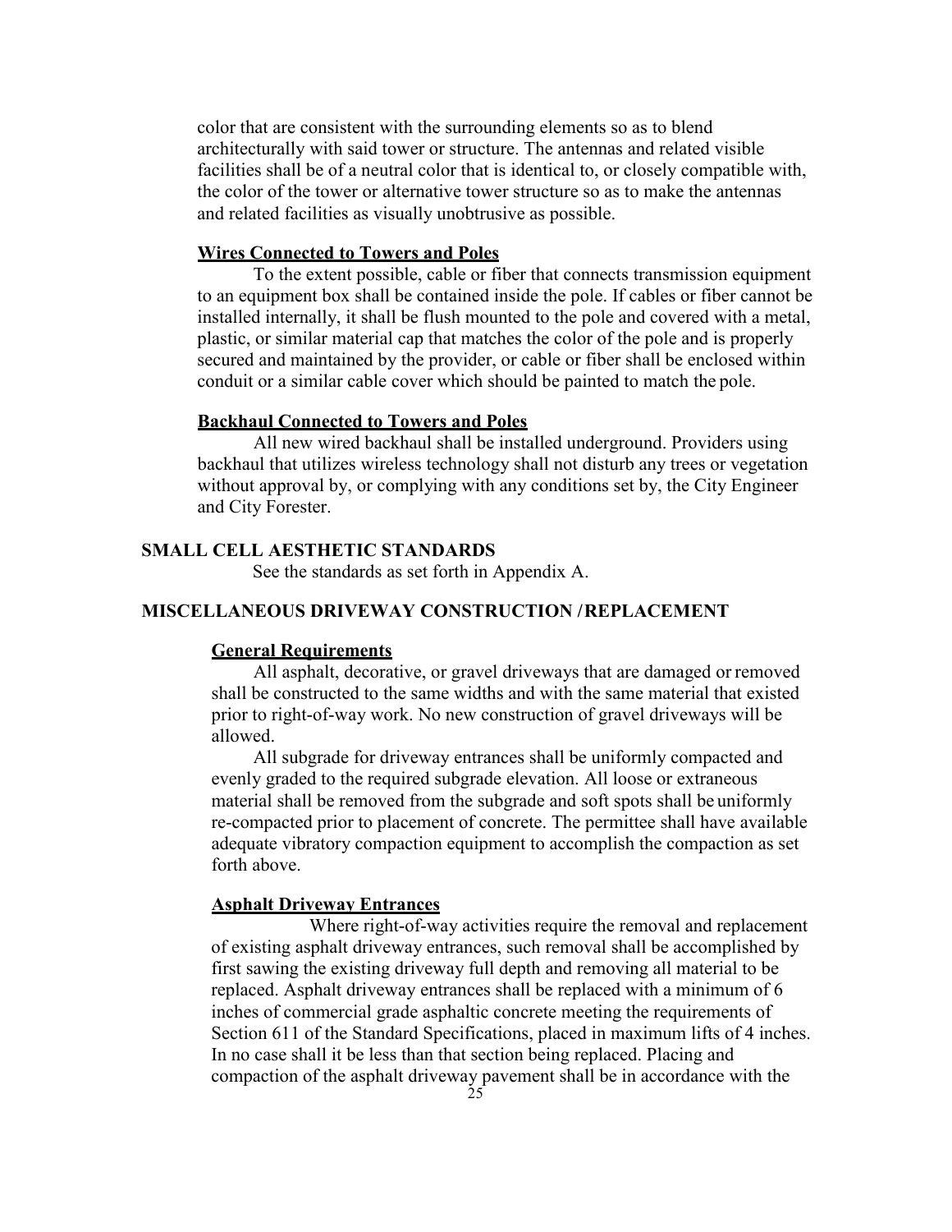color that are consistent with the surrounding elements so as to blend architecturally with said tower or structure. The antennas and related visible facilities shall be of a neutral color that is identical to, or closely compatible with, the color of the tower or alternative tower structure so as to make the antennas and related facilities as visually unobtrusive as possible.

**Wires Connected to Towers and Poles**

To the extent possible, cable or fiber that connects transmission equipment to an equipment box shall be contained inside the pole. If cables or fiber cannot be installed internally, it shall be flush mounted to the pole and covered with a metal, plastic, or similar material cap that matches the color of the pole and is properly secured and maintained by the provider, or cable or fiber shall be enclosed within conduit or a similar cable cover which should be painted to match the pole.

**Backhaul Connected to Towers and Poles**

All new wired backhaul shall be installed underground. Providers using backhaul that utilizes wireless technology shall not disturb any trees or vegetation without approval by, or complying with any conditions set by, the City Engineer and City Forester.

## SMALL CELL AESTHETIC STANDARDS

See the standards as set forth in Appendix A.

## MISCELLANEOUS DRIVEWAY CONSTRUCTION / REPLACEMENT

**General Requirements**

All asphalt, decorative, or gravel driveways that are damaged or removed shall be constructed to the same widths and with the same material that existed prior to right-of-way work. No new construction of gravel driveways will be allowed.

All subgrade for driveway entrances shall be uniformly compacted and evenly graded to the required subgrade elevation. All loose or extraneous material shall be removed from the subgrade and soft spots shall be uniformly re-compacted prior to placement of concrete. The permittee shall have available adequate vibratory compaction equipment to accomplish the compaction as set forth above.

**Asphalt Driveway Entrances**

Where right-of-way activities require the removal and replacement of existing asphalt driveway entrances, such removal shall be accomplished by first sawing the existing driveway full depth and removing all material to be replaced. Asphalt driveway entrances shall be replaced with a minimum of 6 inches of commercial grade asphaltic concrete meeting the requirements of Section 611 of the Standard Specifications, placed in maximum lifts of 4 inches. In no case shall it be less than that section being replaced. Placing and compaction of the asphalt driveway pavement shall be in accordance with the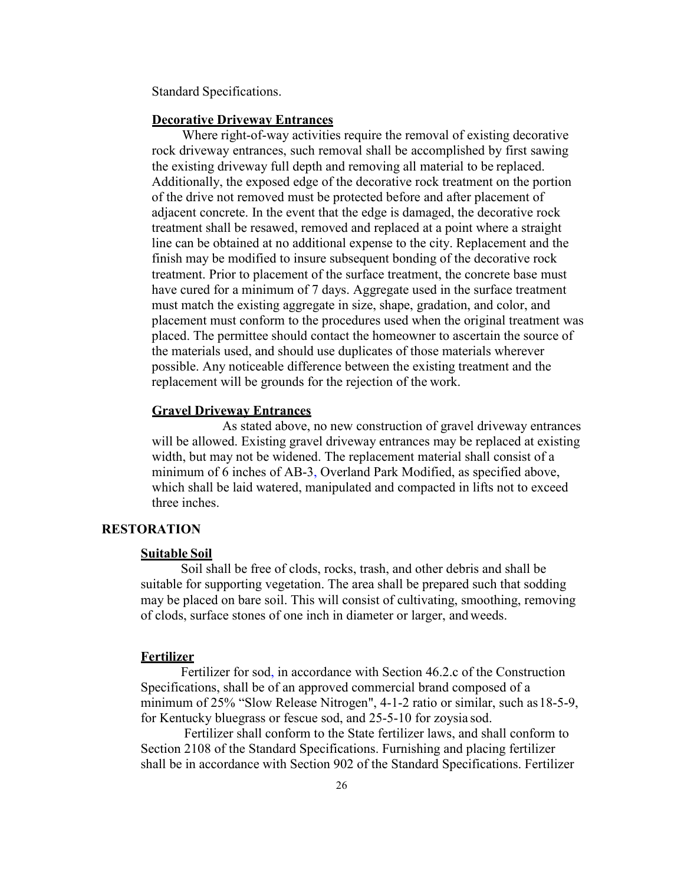Standard Specifications.

**Decorative Driveway Entrances**

Where right-of-way activities require the removal of existing decorative rock driveway entrances, such removal shall be accomplished by first sawing the existing driveway full depth and removing all material to be replaced. Additionally, the exposed edge of the decorative rock treatment on the portion of the drive not removed must be protected before and after placement of adjacent concrete. In the event that the edge is damaged, the decorative rock treatment shall be resawed, removed and replaced at a point where a straight line can be obtained at no additional expense to the city. Replacement and the finish may be modified to insure subsequent bonding of the decorative rock treatment. Prior to placement of the surface treatment, the concrete base must have cured for a minimum of 7 days. Aggregate used in the surface treatment must match the existing aggregate in size, shape, gradation, and color, and placement must conform to the procedures used when the original treatment was placed. The permittee should contact the homeowner to ascertain the source of the materials used, and should use duplicates of those materials wherever possible. Any noticeable difference between the existing treatment and the replacement will be grounds for the rejection of the work.

**Gravel Driveway Entrances**

As stated above, no new construction of gravel driveway entrances will be allowed. Existing gravel driveway entrances may be replaced at existing width, but may not be widened. The replacement material shall consist of a minimum of 6 inches of AB-3, Overland Park Modified, as specified above, which shall be laid watered, manipulated and compacted in lifts not to exceed three inches.

## RESTORATION

**Suitable Soil**

Soil shall be free of clods, rocks, trash, and other debris and shall be suitable for supporting vegetation. The area shall be prepared such that sodding may be placed on bare soil. This will consist of cultivating, smoothing, removing of clods, surface stones of one inch in diameter or larger, and weeds.

**Fertilizer**

Fertilizer for sod, in accordance with Section 46.2.c of the Construction Specifications, shall be of an approved commercial brand composed of a minimum of 25% "Slow Release Nitrogen", 4-1-2 ratio or similar, such as 18-5-9, for Kentucky bluegrass or fescue sod, and 25-5-10 for zoysia sod.

Fertilizer shall conform to the State fertilizer laws, and shall conform to Section 2108 of the Standard Specifications. Furnishing and placing fertilizer shall be in accordance with Section 902 of the Standard Specifications. Fertilizer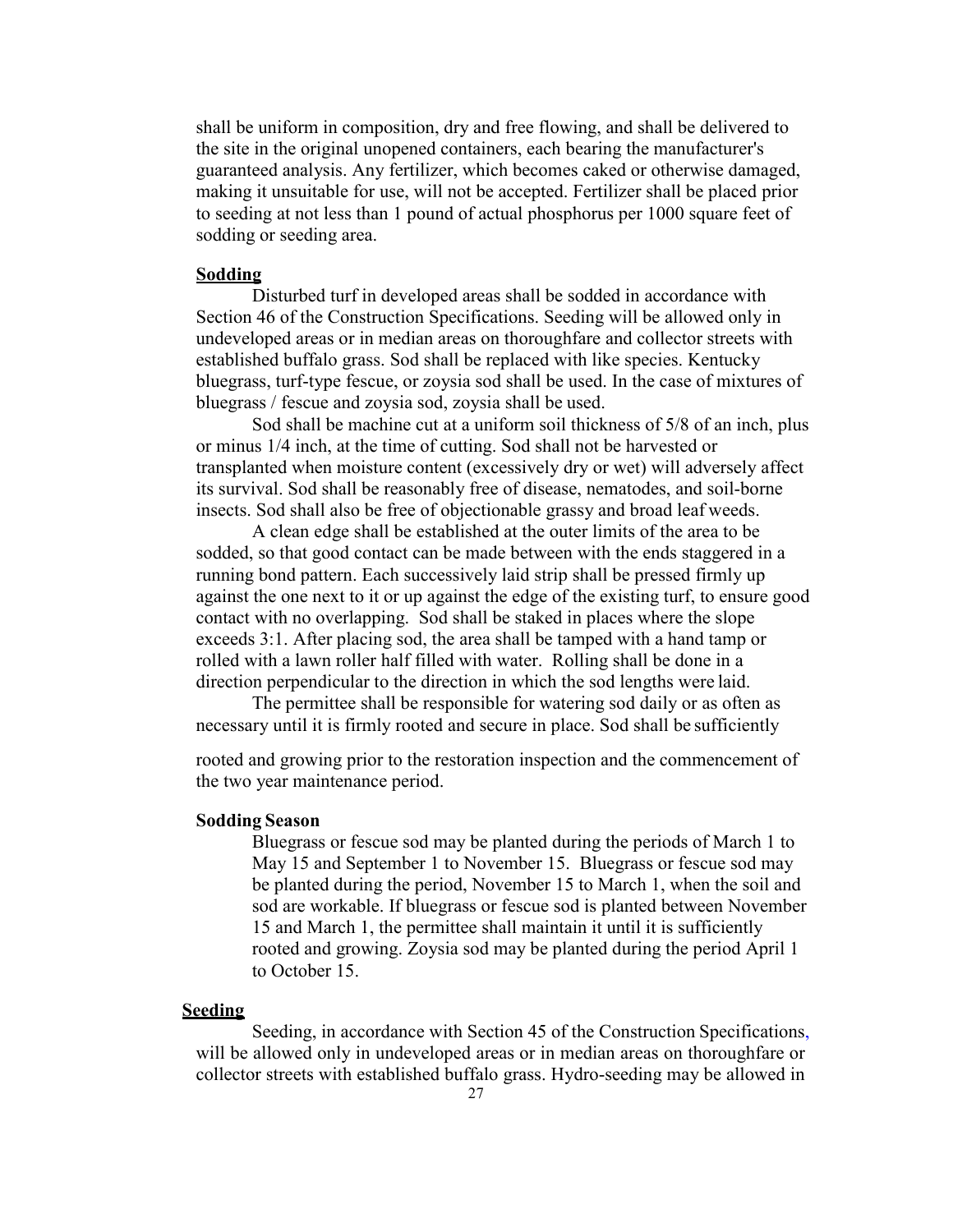shall be uniform in composition, dry and free flowing, and shall be delivered to the site in the original unopened containers, each bearing the manufacturer's guaranteed analysis. Any fertilizer, which becomes caked or otherwise damaged, making it unsuitable for use, will not be accepted. Fertilizer shall be placed prior to seeding at not less than 1 pound of actual phosphorus per 1000 square feet of sodding or seeding area.

**Sodding**

Disturbed turf in developed areas shall be sodded in accordance with Section 46 of the Construction Specifications. Seeding will be allowed only in undeveloped areas or in median areas on thoroughfare and collector streets with established buffalo grass. Sod shall be replaced with like species. Kentucky bluegrass, turf-type fescue, or zoysia sod shall be used. In the case of mixtures of bluegrass / fescue and zoysia sod, zoysia shall be used.

Sod shall be machine cut at a uniform soil thickness of 5/8 of an inch, plus or minus 1/4 inch, at the time of cutting. Sod shall not be harvested or transplanted when moisture content (excessively dry or wet) will adversely affect its survival. Sod shall be reasonably free of disease, nematodes, and soil-borne insects. Sod shall also be free of objectionable grassy and broad leaf weeds.

A clean edge shall be established at the outer limits of the area to be sodded, so that good contact can be made between with the ends staggered in a running bond pattern. Each successively laid strip shall be pressed firmly up against the one next to it or up against the edge of the existing turf, to ensure good contact with no overlapping. Sod shall be staked in places where the slope exceeds 3:1. After placing sod, the area shall be tamped with a hand tamp or rolled with a lawn roller half filled with water. Rolling shall be done in a direction perpendicular to the direction in which the sod lengths were laid.

The permittee shall be responsible for watering sod daily or as often as necessary until it is firmly rooted and secure in place. Sod shall be sufficiently rooted and growing prior to the restoration inspection and the commencement of the two year maintenance period.

**Sodding Season**

Bluegrass or fescue sod may be planted during the periods of March 1 to May 15 and September 1 to November 15. Bluegrass or fescue sod may be planted during the period, November 15 to March 1, when the soil and sod are workable. If bluegrass or fescue sod is planted between November 15 and March 1, the permittee shall maintain it until it is sufficiently rooted and growing. Zoysia sod may be planted during the period April 1 to October 15.

**Seeding**

Seeding, in accordance with Section 45 of the Construction Specifications, will be allowed only in undeveloped areas or in median areas on thoroughfare or collector streets with established buffalo grass. Hydro-seeding may be allowed in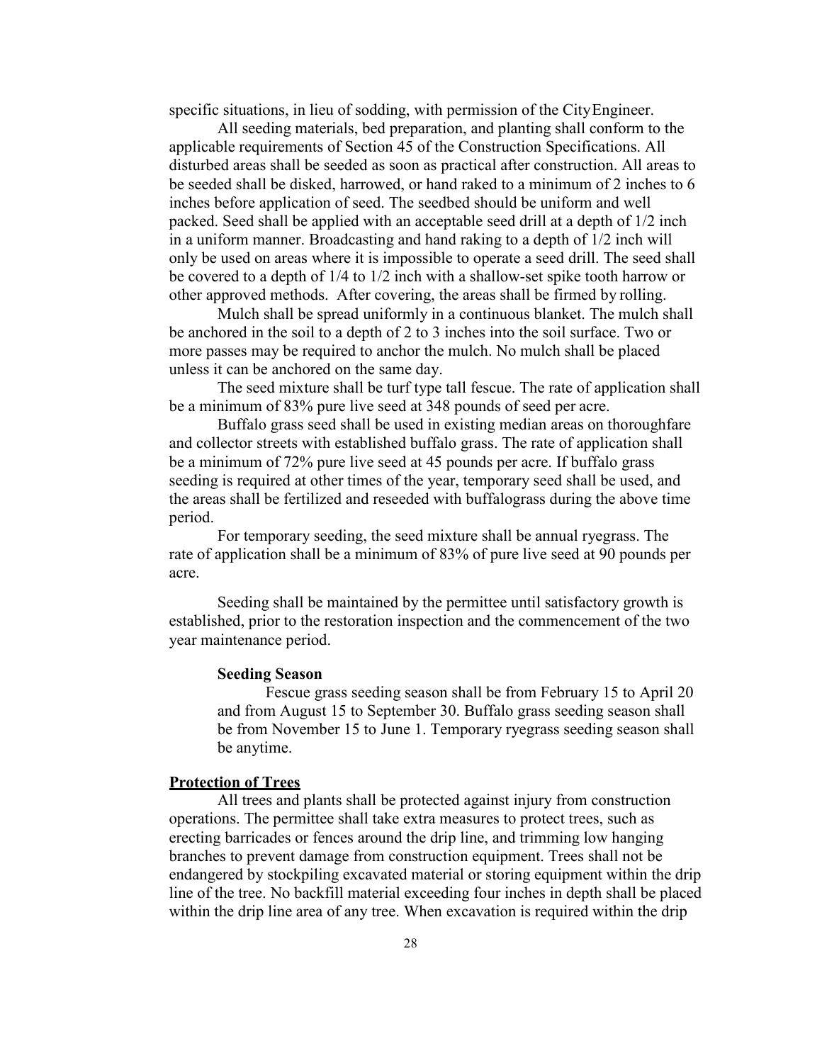specific situations, in lieu of sodding, with permission of the City Engineer.

All seeding materials, bed preparation, and planting shall conform to the applicable requirements of Section 45 of the Construction Specifications. All disturbed areas shall be seeded as soon as practical after construction. All areas to be seeded shall be disked, harrowed, or hand raked to a minimum of 2 inches to 6 inches before application of seed. The seedbed should be uniform and well packed. Seed shall be applied with an acceptable seed drill at a depth of 1/2 inch in a uniform manner. Broadcasting and hand raking to a depth of 1/2 inch will only be used on areas where it is impossible to operate a seed drill. The seed shall be covered to a depth of 1/4 to 1/2 inch with a shallow-set spike tooth harrow or other approved methods. After covering, the areas shall be firmed by rolling.

Mulch shall be spread uniformly in a continuous blanket. The mulch shall be anchored in the soil to a depth of 2 to 3 inches into the soil surface. Two or more passes may be required to anchor the mulch. No mulch shall be placed unless it can be anchored on the same day.

The seed mixture shall be turf type tall fescue. The rate of application shall be a minimum of 83% pure live seed at 348 pounds of seed per acre.

Buffalo grass seed shall be used in existing median areas on thoroughfare and collector streets with established buffalo grass. The rate of application shall be a minimum of 72% pure live seed at 45 pounds per acre. If buffalo grass seeding is required at other times of the year, temporary seed shall be used, and the areas shall be fertilized and reseeded with buffalograss during the above time period.

For temporary seeding, the seed mixture shall be annual ryegrass. The rate of application shall be a minimum of 83% of pure live seed at 90 pounds per acre.

Seeding shall be maintained by the permittee until satisfactory growth is established, prior to the restoration inspection and the commencement of the two year maintenance period.

**Seeding Season**

Fescue grass seeding season shall be from February 15 to April 20 and from August 15 to September 30. Buffalo grass seeding season shall be from November 15 to June 1. Temporary ryegrass seeding season shall be anytime.

**Protection of Trees**

All trees and plants shall be protected against injury from construction operations. The permittee shall take extra measures to protect trees, such as erecting barricades or fences around the drip line, and trimming low hanging branches to prevent damage from construction equipment. Trees shall not be endangered by stockpiling excavated material or storing equipment within the drip line of the tree. No backfill material exceeding four inches in depth shall be placed within the drip line area of any tree. When excavation is required within the drip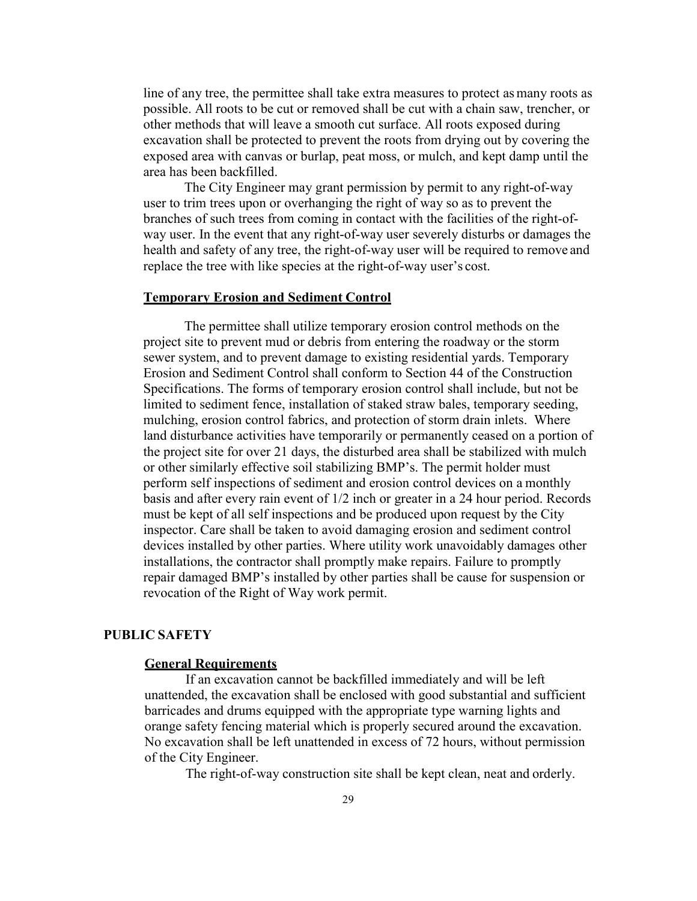line of any tree, the permittee shall take extra measures to protect as many roots as possible. All roots to be cut or removed shall be cut with a chain saw, trencher, or other methods that will leave a smooth cut surface. All roots exposed during excavation shall be protected to prevent the roots from drying out by covering the exposed area with canvas or burlap, peat moss, or mulch, and kept damp until the area has been backfilled.

The City Engineer may grant permission by permit to any right-of-way user to trim trees upon or overhanging the right of way so as to prevent the branches of such trees from coming in contact with the facilities of the right-of-way user. In the event that any right-of-way user severely disturbs or damages the health and safety of any tree, the right-of-way user will be required to remove and replace the tree with like species at the right-of-way user's cost.

### Temporary Erosion and Sediment Control

The permittee shall utilize temporary erosion control methods on the project site to prevent mud or debris from entering the roadway or the storm sewer system, and to prevent damage to existing residential yards. Temporary Erosion and Sediment Control shall conform to Section 44 of the Construction Specifications. The forms of temporary erosion control shall include, but not be limited to sediment fence, installation of staked straw bales, temporary seeding, mulching, erosion control fabrics, and protection of storm drain inlets. Where land disturbance activities have temporarily or permanently ceased on a portion of the project site for over 21 days, the disturbed area shall be stabilized with mulch or other similarly effective soil stabilizing BMP's. The permit holder must perform self inspections of sediment and erosion control devices on a monthly basis and after every rain event of 1/2 inch or greater in a 24 hour period. Records must be kept of all self inspections and be produced upon request by the City inspector. Care shall be taken to avoid damaging erosion and sediment control devices installed by other parties. Where utility work unavoidably damages other installations, the contractor shall promptly make repairs. Failure to promptly repair damaged BMP's installed by other parties shall be cause for suspension or revocation of the Right of Way work permit.

## PUBLIC SAFETY

### General Requirements

If an excavation cannot be backfilled immediately and will be left unattended, the excavation shall be enclosed with good substantial and sufficient barricades and drums equipped with the appropriate type warning lights and orange safety fencing material which is properly secured around the excavation. No excavation shall be left unattended in excess of 72 hours, without permission of the City Engineer.

The right-of-way construction site shall be kept clean, neat and orderly.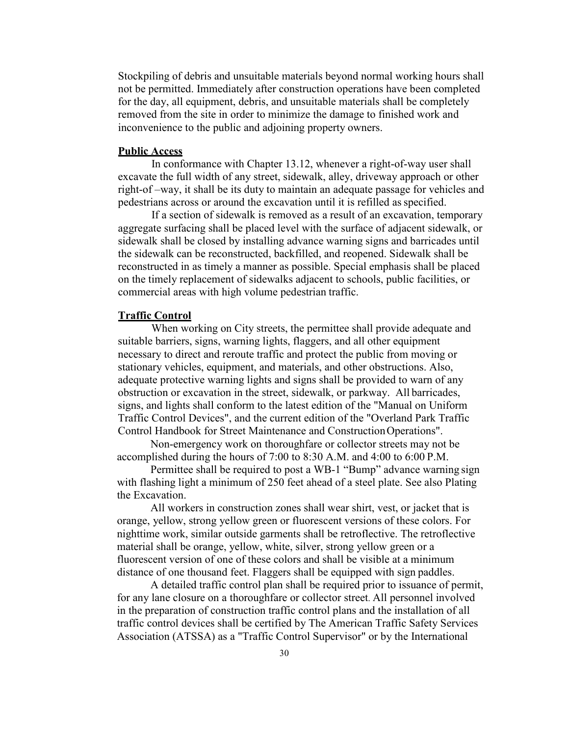Stockpiling of debris and unsuitable materials beyond normal working hours shall not be permitted. Immediately after construction operations have been completed for the day, all equipment, debris, and unsuitable materials shall be completely removed from the site in order to minimize the damage to finished work and inconvenience to the public and adjoining property owners.

**Public Access**

In conformance with Chapter 13.12, whenever a right-of-way user shall excavate the full width of any street, sidewalk, alley, driveway approach or other right-of –way, it shall be its duty to maintain an adequate passage for vehicles and pedestrians across or around the excavation until it is refilled as specified.

If a section of sidewalk is removed as a result of an excavation, temporary aggregate surfacing shall be placed level with the surface of adjacent sidewalk, or sidewalk shall be closed by installing advance warning signs and barricades until the sidewalk can be reconstructed, backfilled, and reopened. Sidewalk shall be reconstructed in as timely a manner as possible. Special emphasis shall be placed on the timely replacement of sidewalks adjacent to schools, public facilities, or commercial areas with high volume pedestrian traffic.

**Traffic Control**

When working on City streets, the permittee shall provide adequate and suitable barriers, signs, warning lights, flaggers, and all other equipment necessary to direct and reroute traffic and protect the public from moving or stationary vehicles, equipment, and materials, and other obstructions. Also, adequate protective warning lights and signs shall be provided to warn of any obstruction or excavation in the street, sidewalk, or parkway. All barricades, signs, and lights shall conform to the latest edition of the "Manual on Uniform Traffic Control Devices", and the current edition of the "Overland Park Traffic Control Handbook for Street Maintenance and Construction Operations".

Non-emergency work on thoroughfare or collector streets may not be accomplished during the hours of 7:00 to 8:30 A.M. and 4:00 to 6:00 P.M.

Permittee shall be required to post a WB-1 "Bump" advance warning sign with flashing light a minimum of 250 feet ahead of a steel plate. See also Plating the Excavation.

All workers in construction zones shall wear shirt, vest, or jacket that is orange, yellow, strong yellow green or fluorescent versions of these colors. For nighttime work, similar outside garments shall be retroflective. The retroflective material shall be orange, yellow, white, silver, strong yellow green or a fluorescent version of one of these colors and shall be visible at a minimum distance of one thousand feet. Flaggers shall be equipped with sign paddles.

A detailed traffic control plan shall be required prior to issuance of permit, for any lane closure on a thoroughfare or collector street. All personnel involved in the preparation of construction traffic control plans and the installation of all traffic control devices shall be certified by The American Traffic Safety Services Association (ATSSA) as a "Traffic Control Supervisor" or by the International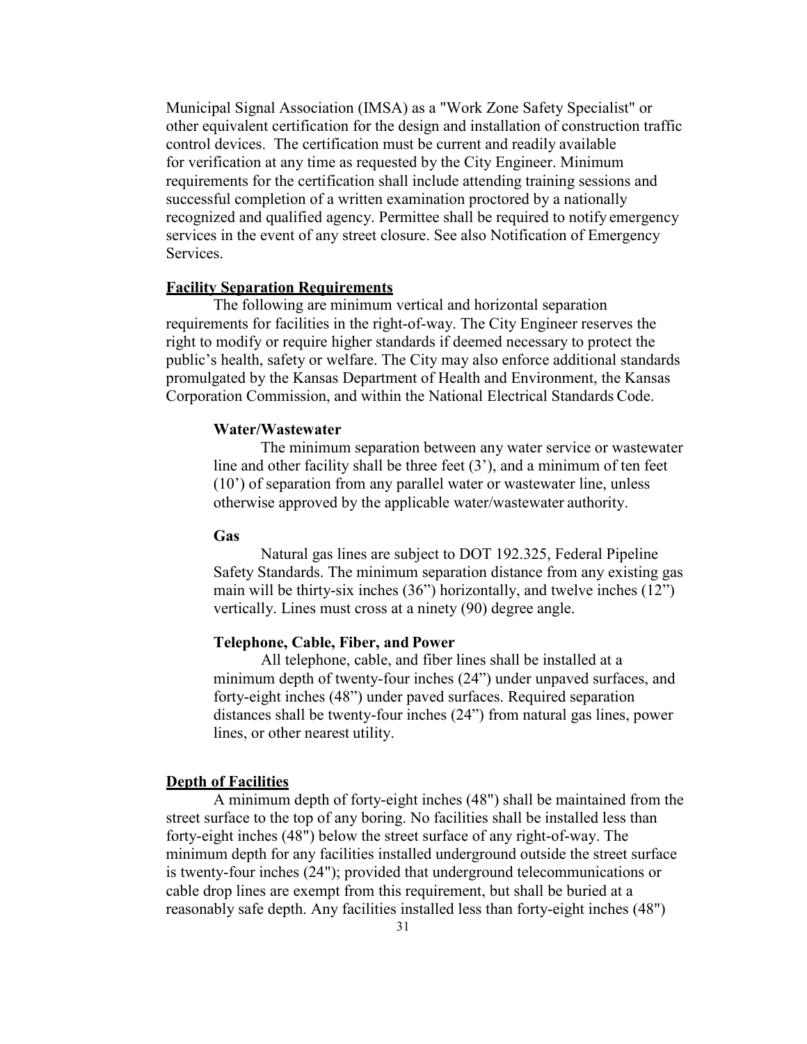Municipal Signal Association (IMSA) as a "Work Zone Safety Specialist" or other equivalent certification for the design and installation of construction traffic control devices. The certification must be current and readily available for verification at any time as requested by the City Engineer. Minimum requirements for the certification shall include attending training sessions and successful completion of a written examination proctored by a nationally recognized and qualified agency. Permittee shall be required to notify emergency services in the event of any street closure. See also Notification of Emergency Services.

## Facility Separation Requirements

The following are minimum vertical and horizontal separation requirements for facilities in the right-of-way. The City Engineer reserves the right to modify or require higher standards if deemed necessary to protect the public's health, safety or welfare. The City may also enforce additional standards promulgated by the Kansas Department of Health and Environment, the Kansas Corporation Commission, and within the National Electrical Standards Code.

### Water/Wastewater

The minimum separation between any water service or wastewater line and other facility shall be three feet (3'), and a minimum of ten feet (10') of separation from any parallel water or wastewater line, unless otherwise approved by the applicable water/wastewater authority.

### Gas

Natural gas lines are subject to DOT 192.325, Federal Pipeline Safety Standards. The minimum separation distance from any existing gas main will be thirty-six inches (36") horizontally, and twelve inches (12") vertically. Lines must cross at a ninety (90) degree angle.

### Telephone, Cable, Fiber, and Power

All telephone, cable, and fiber lines shall be installed at a minimum depth of twenty-four inches (24") under unpaved surfaces, and forty-eight inches (48") under paved surfaces. Required separation distances shall be twenty-four inches (24") from natural gas lines, power lines, or other nearest utility.

## Depth of Facilities

A minimum depth of forty-eight inches (48") shall be maintained from the street surface to the top of any boring. No facilities shall be installed less than forty-eight inches (48") below the street surface of any right-of-way. The minimum depth for any facilities installed underground outside the street surface is twenty-four inches (24"); provided that underground telecommunications or cable drop lines are exempt from this requirement, but shall be buried at a reasonably safe depth. Any facilities installed less than forty-eight inches (48")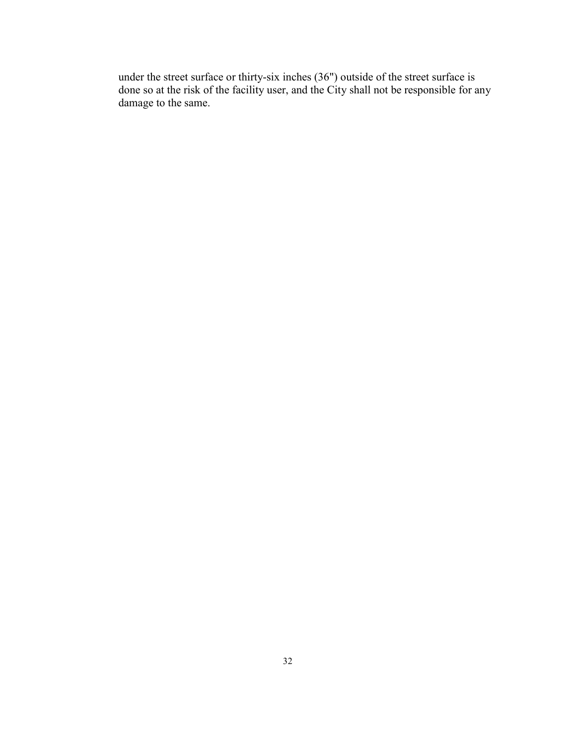under the street surface or thirty-six inches (36") outside of the street surface is done so at the risk of the facility user, and the City shall not be responsible for any damage to the same.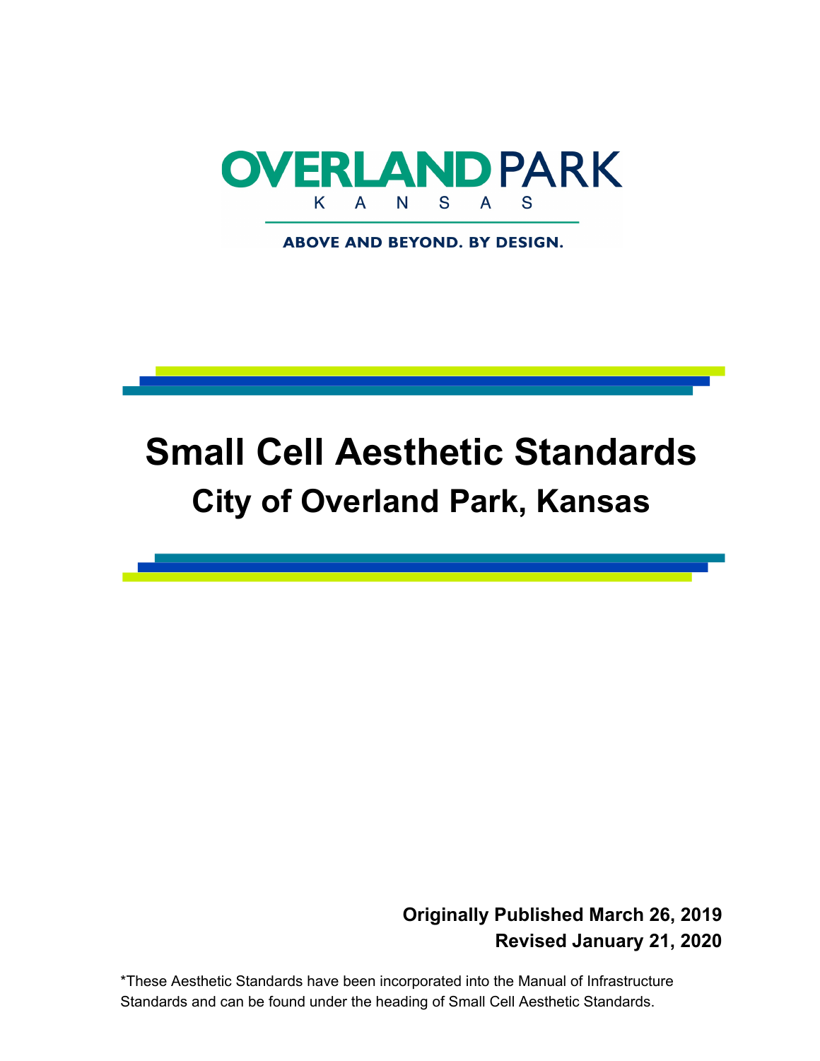OVERLAND PARK

K A N S A S

ABOVE AND BEYOND. BY DESIGN.

# Small Cell Aesthetic Standards

## City of Overland Park, Kansas

**Originally Published March 26, 2019**

**Revised January 21, 2020**

*These Aesthetic Standards have been incorporated into the Manual of Infrastructure Standards and can be found under the heading of Small Cell Aesthetic Standards.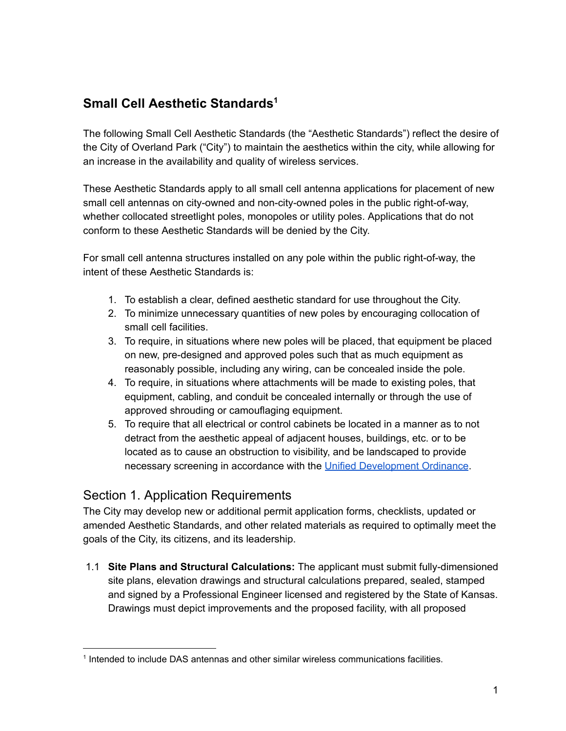## Small Cell Aesthetic Standards[1]

The following Small Cell Aesthetic Standards (the "Aesthetic Standards") reflect the desire of the City of Overland Park ("City") to maintain the aesthetics within the city, while allowing for an increase in the availability and quality of wireless services.

These Aesthetic Standards apply to all small cell antenna applications for placement of new small cell antennas on city-owned and non-city-owned poles in the public right-of-way, whether collocated streetlight poles, monopoles or utility poles. Applications that do not conform to these Aesthetic Standards will be denied by the City.

For small cell antenna structures installed on any pole within the public right-of-way, the intent of these Aesthetic Standards is:

1. To establish a clear, defined aesthetic standard for use throughout the City.
2. To minimize unnecessary quantities of new poles by encouraging collocation of small cell facilities.
3. To require, in situations where new poles will be placed, that equipment be placed on new, pre-designed and approved poles such that as much equipment as reasonably possible, including any wiring, can be concealed inside the pole.
4. To require, in situations where attachments will be made to existing poles, that equipment, cabling, and conduit be concealed internally or through the use of approved shrouding or camouflaging equipment.
5. To require that all electrical or control cabinets be located in a manner as to not detract from the aesthetic appeal of adjacent houses, buildings, etc. or to be located as to cause an obstruction to visibility, and be landscaped to provide necessary screening in accordance with the Unified Development Ordinance.

## Section 1. Application Requirements

The City may develop new or additional permit application forms, checklists, updated or amended Aesthetic Standards, and other related materials as required to optimally meet the goals of the City, its citizens, and its leadership.

1.1 **Site Plans and Structural Calculations:** The applicant must submit fully-dimensioned site plans, elevation drawings and structural calculations prepared, sealed, stamped and signed by a Professional Engineer licensed and registered by the State of Kansas. Drawings must depict improvements and the proposed facility, with all proposed

[1] Intended to include DAS antennas and other similar wireless communications facilities.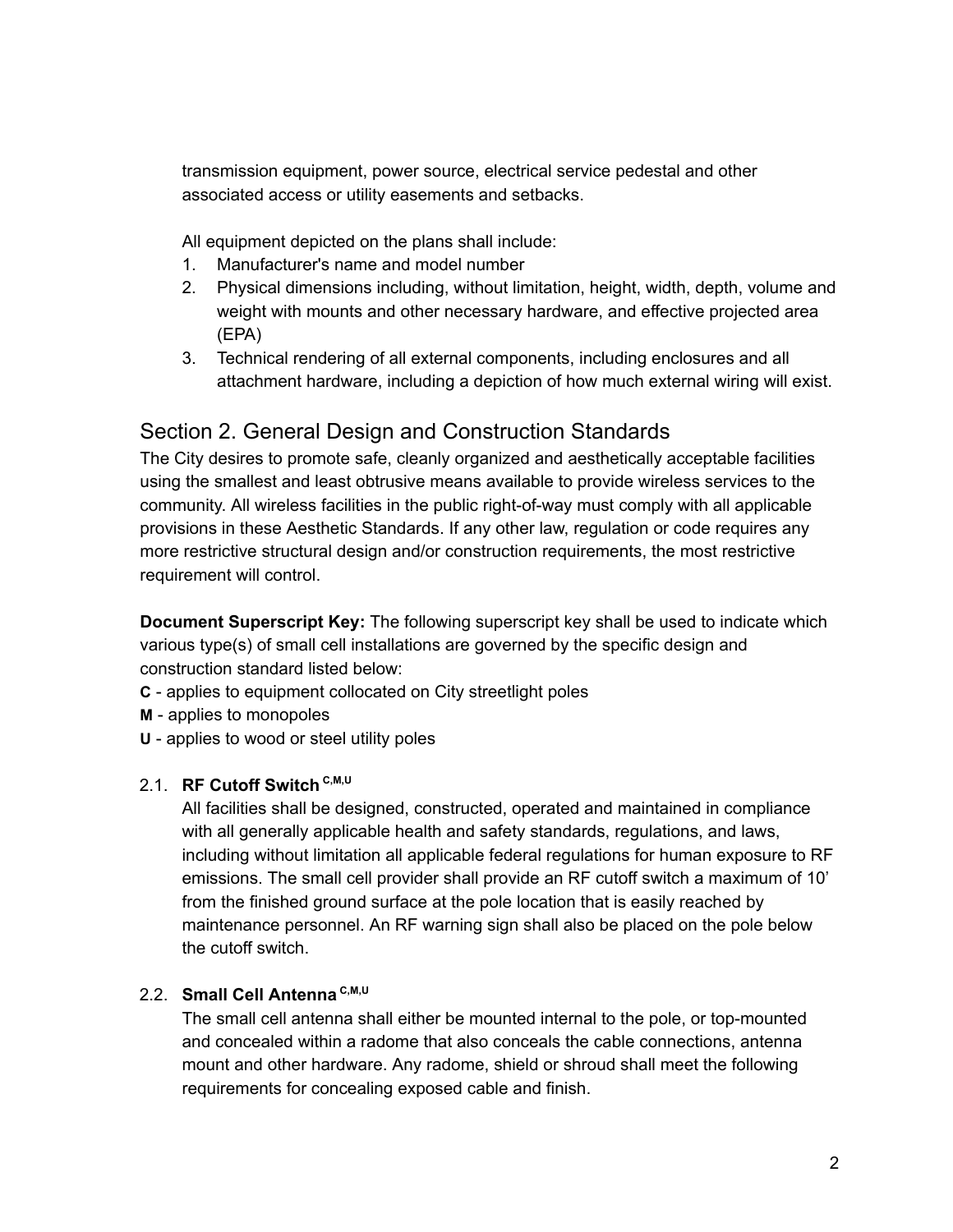transmission equipment, power source, electrical service pedestal and other associated access or utility easements and setbacks.

All equipment depicted on the plans shall include:

1. Manufacturer's name and model number
2. Physical dimensions including, without limitation, height, width, depth, volume and weight with mounts and other necessary hardware, and effective projected area (EPA)
3. Technical rendering of all external components, including enclosures and all attachment hardware, including a depiction of how much external wiring will exist.

## Section 2. General Design and Construction Standards

The City desires to promote safe, cleanly organized and aesthetically acceptable facilities using the smallest and least obtrusive means available to provide wireless services to the community. All wireless facilities in the public right-of-way must comply with all applicable provisions in these Aesthetic Standards. If any other law, regulation or code requires any more restrictive structural design and/or construction requirements, the most restrictive requirement will control.

**Document Superscript Key:** The following superscript key shall be used to indicate which various type(s) of small cell installations are governed by the specific design and construction standard listed below:

**C** - applies to equipment collocated on City streetlight poles
**M** - applies to monopoles
**U** - applies to wood or steel utility poles

### 2.1. RF Cutoff Switch [C,M,U]

All facilities shall be designed, constructed, operated and maintained in compliance with all generally applicable health and safety standards, regulations, and laws, including without limitation all applicable federal regulations for human exposure to RF emissions. The small cell provider shall provide an RF cutoff switch a maximum of 10' from the finished ground surface at the pole location that is easily reached by maintenance personnel. An RF warning sign shall also be placed on the pole below the cutoff switch.

### 2.2. Small Cell Antenna [C,M,U]

The small cell antenna shall either be mounted internal to the pole, or top-mounted and concealed within a radome that also conceals the cable connections, antenna mount and other hardware. Any radome, shield or shroud shall meet the following requirements for concealing exposed cable and finish.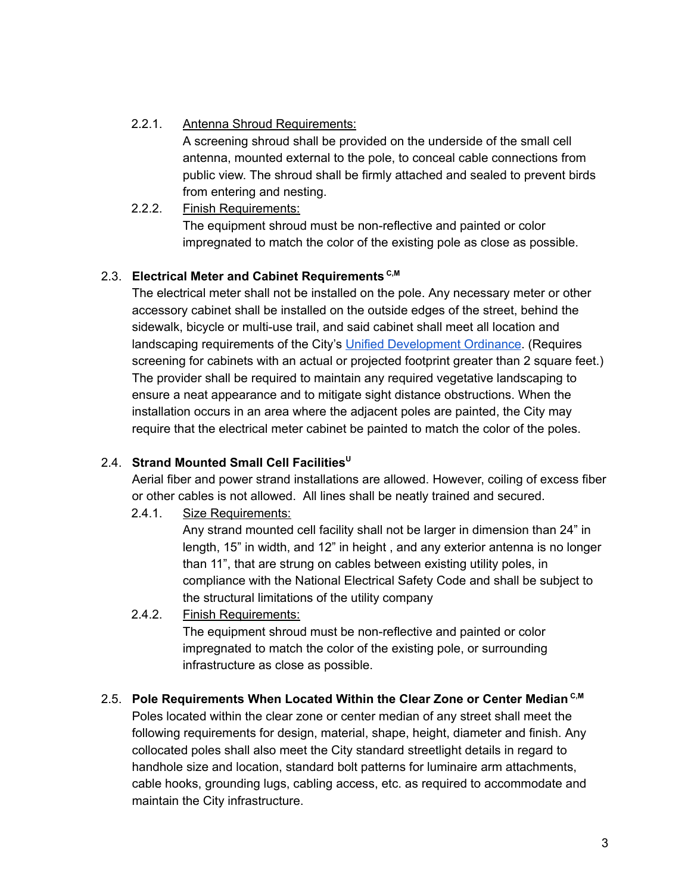2.2.1. Antenna Shroud Requirements:

A screening shroud shall be provided on the underside of the small cell antenna, mounted external to the pole, to conceal cable connections from public view. The shroud shall be firmly attached and sealed to prevent birds from entering and nesting.

2.2.2. Finish Requirements:

The equipment shroud must be non-reflective and painted or color impregnated to match the color of the existing pole as close as possible.

### 2.3. Electrical Meter and Cabinet Requirements [C,M]

The electrical meter shall not be installed on the pole. Any necessary meter or other accessory cabinet shall be installed on the outside edges of the street, behind the sidewalk, bicycle or multi-use trail, and said cabinet shall meet all location and landscaping requirements of the City's Unified Development Ordinance. (Requires screening for cabinets with an actual or projected footprint greater than 2 square feet.) The provider shall be required to maintain any required vegetative landscaping to ensure a neat appearance and to mitigate sight distance obstructions. When the installation occurs in an area where the adjacent poles are painted, the City may require that the electrical meter cabinet be painted to match the color of the poles.

### 2.4. Strand Mounted Small Cell Facilities[U]

Aerial fiber and power strand installations are allowed. However, coiling of excess fiber or other cables is not allowed. All lines shall be neatly trained and secured.

2.4.1. Size Requirements:

Any strand mounted cell facility shall not be larger in dimension than 24" in length, 15" in width, and 12" in height , and any exterior antenna is no longer than 11", that are strung on cables between existing utility poles, in compliance with the National Electrical Safety Code and shall be subject to the structural limitations of the utility company

2.4.2. Finish Requirements:

The equipment shroud must be non-reflective and painted or color impregnated to match the color of the existing pole, or surrounding infrastructure as close as possible.

### 2.5. Pole Requirements When Located Within the Clear Zone or Center Median [C,M]

Poles located within the clear zone or center median of any street shall meet the following requirements for design, material, shape, height, diameter and finish. Any collocated poles shall also meet the City standard streetlight details in regard to handhole size and location, standard bolt patterns for luminaire arm attachments, cable hooks, grounding lugs, cabling access, etc. as required to accommodate and maintain the City infrastructure.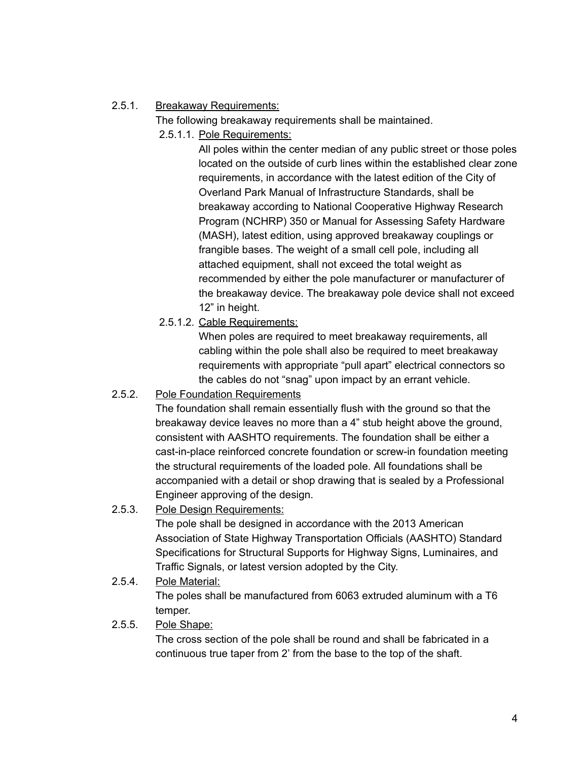2.5.1. Breakaway Requirements:

The following breakaway requirements shall be maintained.

2.5.1.1. Pole Requirements:

All poles within the center median of any public street or those poles located on the outside of curb lines within the established clear zone requirements, in accordance with the latest edition of the City of Overland Park Manual of Infrastructure Standards, shall be breakaway according to National Cooperative Highway Research Program (NCHRP) 350 or Manual for Assessing Safety Hardware (MASH), latest edition, using approved breakaway couplings or frangible bases. The weight of a small cell pole, including all attached equipment, shall not exceed the total weight as recommended by either the pole manufacturer or manufacturer of the breakaway device. The breakaway pole device shall not exceed 12" in height.

2.5.1.2. Cable Requirements:

When poles are required to meet breakaway requirements, all cabling within the pole shall also be required to meet breakaway requirements with appropriate "pull apart" electrical connectors so the cables do not "snag" upon impact by an errant vehicle.

2.5.2. Pole Foundation Requirements

The foundation shall remain essentially flush with the ground so that the breakaway device leaves no more than a 4" stub height above the ground, consistent with AASHTO requirements. The foundation shall be either a cast-in-place reinforced concrete foundation or screw-in foundation meeting the structural requirements of the loaded pole. All foundations shall be accompanied with a detail or shop drawing that is sealed by a Professional Engineer approving of the design.

2.5.3. Pole Design Requirements:

The pole shall be designed in accordance with the 2013 American Association of State Highway Transportation Officials (AASHTO) Standard Specifications for Structural Supports for Highway Signs, Luminaires, and Traffic Signals, or latest version adopted by the City.

2.5.4. Pole Material:

The poles shall be manufactured from 6063 extruded aluminum with a T6 temper.

2.5.5. Pole Shape:

The cross section of the pole shall be round and shall be fabricated in a continuous true taper from 2' from the base to the top of the shaft.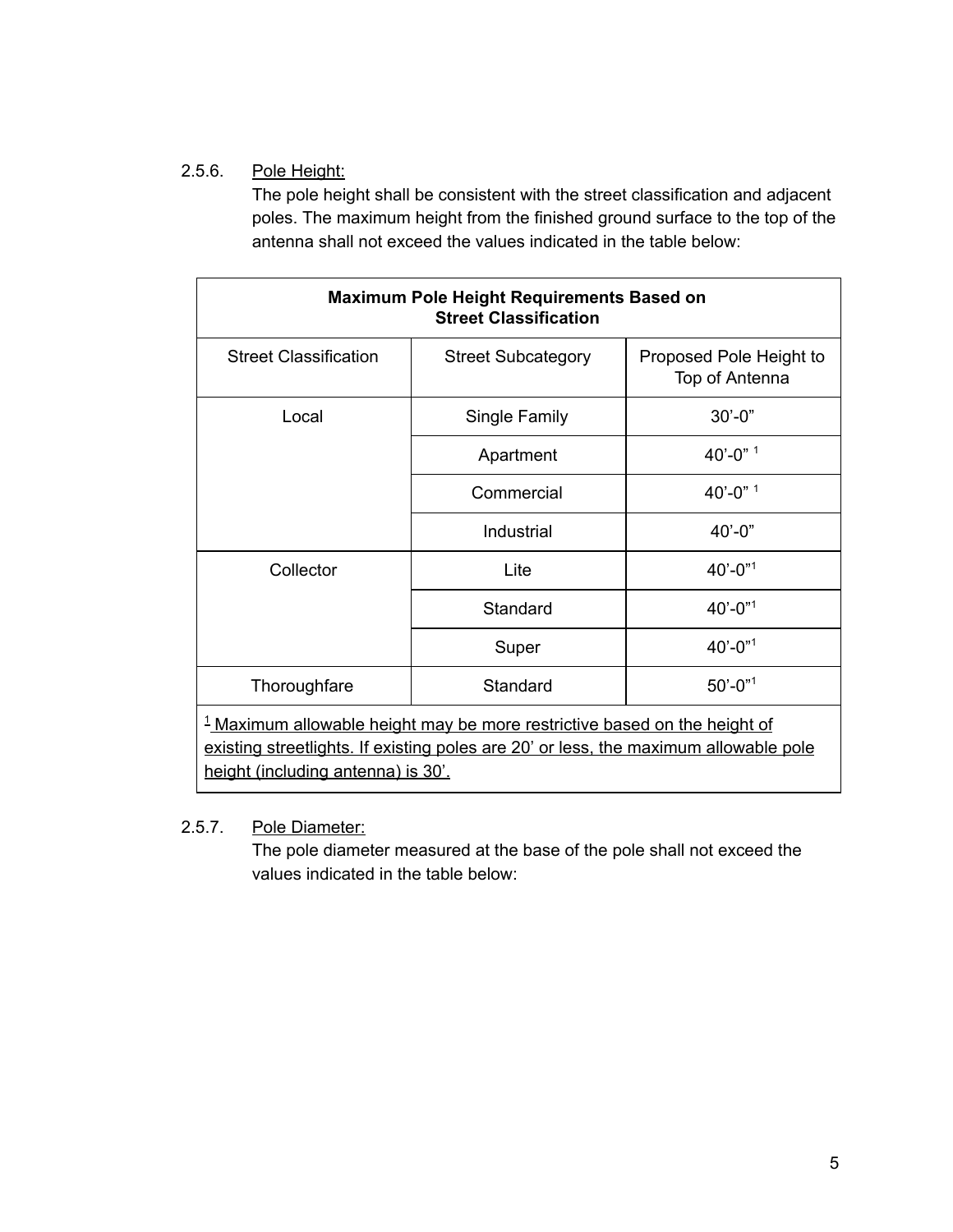2.5.6. Pole Height:

The pole height shall be consistent with the street classification and adjacent poles. The maximum height from the finished ground surface to the top of the antenna shall not exceed the values indicated in the table below:

| **Maximum Pole Height Requirements Based on Street Classification** | | |
|---|---|---|
| Street Classification | Street Subcategory | Proposed Pole Height to Top of Antenna |
| Local | Single Family | 30'-0" |
| | Apartment | 40'-0" [1] |
| | Commercial | 40'-0" [1] |
| | Industrial | 40'-0" |
| Collector | Lite | 40'-0"[1] |
| | Standard | 40'-0"[1] |
| | Super | 40'-0"[1] |
| Thoroughfare | Standard | 50'-0"[1] |
| [1] Maximum allowable height may be more restrictive based on the height of existing streetlights. If existing poles are 20' or less, the maximum allowable pole height (including antenna) is 30'. | | |

2.5.7. Pole Diameter:

The pole diameter measured at the base of the pole shall not exceed the values indicated in the table below: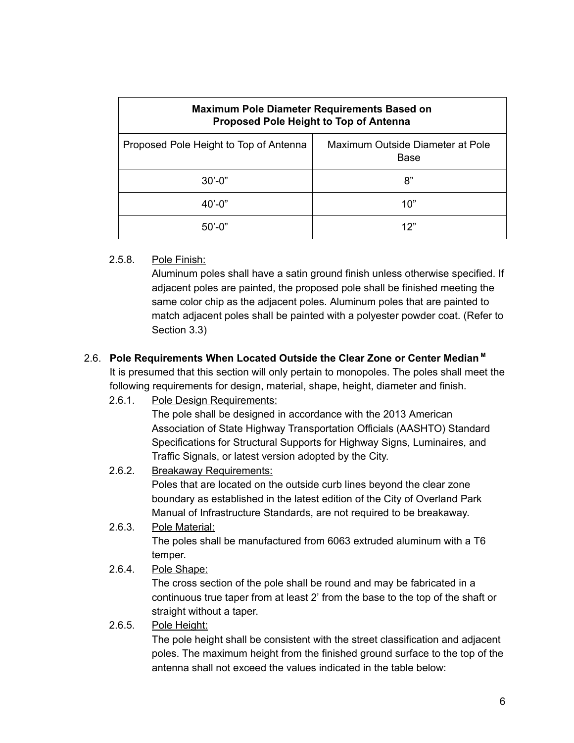| Maximum Pole Diameter Requirements Based on Proposed Pole Height to Top of Antenna | |
|---|---|
| Proposed Pole Height to Top of Antenna | Maximum Outside Diameter at Pole Base |
| 30’-0” | 8” |
| 40’-0” | 10” |
| 50’-0” | 12” |

2.5.8. Pole Finish:
Aluminum poles shall have a satin ground finish unless otherwise specified. If adjacent poles are painted, the proposed pole shall be finished meeting the same color chip as the adjacent poles. Aluminum poles that are painted to match adjacent poles shall be painted with a polyester powder coat. (Refer to Section 3.3)

### 2.6. Pole Requirements When Located Outside the Clear Zone or Center Median [M]

It is presumed that this section will only pertain to monopoles. The poles shall meet the following requirements for design, material, shape, height, diameter and finish.

2.6.1. Pole Design Requirements:
The pole shall be designed in accordance with the 2013 American Association of State Highway Transportation Officials (AASHTO) Standard Specifications for Structural Supports for Highway Signs, Luminaires, and Traffic Signals, or latest version adopted by the City.

2.6.2. Breakaway Requirements:
Poles that are located on the outside curb lines beyond the clear zone boundary as established in the latest edition of the City of Overland Park Manual of Infrastructure Standards, are not required to be breakaway.

2.6.3. Pole Material:
The poles shall be manufactured from 6063 extruded aluminum with a T6 temper.

2.6.4. Pole Shape:
The cross section of the pole shall be round and may be fabricated in a continuous true taper from at least 2’ from the base to the top of the shaft or straight without a taper.

2.6.5. Pole Height:
The pole height shall be consistent with the street classification and adjacent poles. The maximum height from the finished ground surface to the top of the antenna shall not exceed the values indicated in the table below: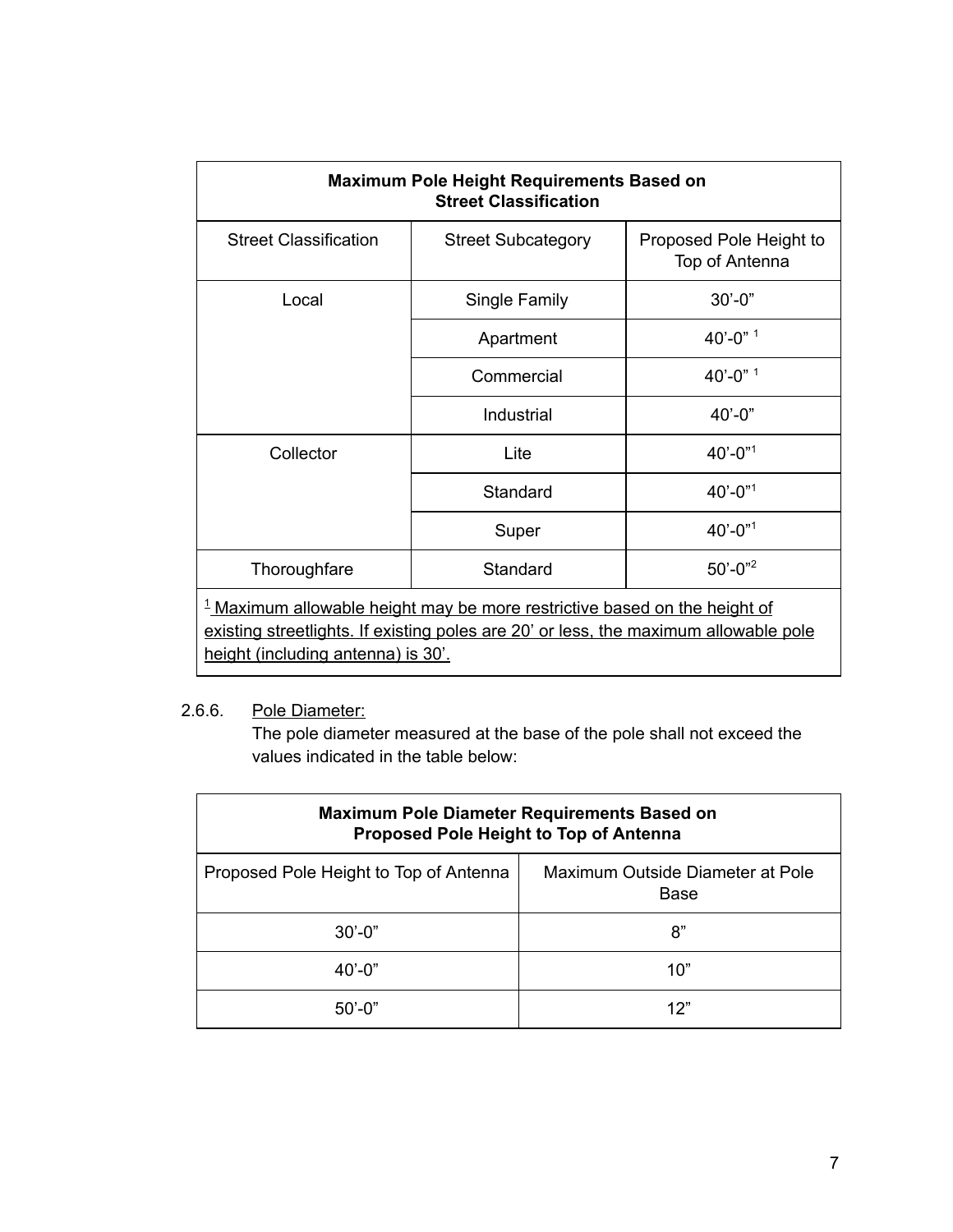| Maximum Pole Height Requirements Based on Street Classification | | |
|---|---|---|
| Street Classification | Street Subcategory | Proposed Pole Height to Top of Antenna |
| Local | Single Family | 30'-0" |
| | Apartment | 40'-0" [1] |
| | Commercial | 40'-0" [1] |
| | Industrial | 40'-0" |
| Collector | Lite | 40'-0"[1] |
| | Standard | 40'-0"[1] |
| | Super | 40'-0"[1] |
| Thoroughfare | Standard | 50'-0"[2] |

[1] Maximum allowable height may be more restrictive based on the height of existing streetlights. If existing poles are 20' or less, the maximum allowable pole height (including antenna) is 30'.

2.6.6. Pole Diameter:

The pole diameter measured at the base of the pole shall not exceed the values indicated in the table below:

| Maximum Pole Diameter Requirements Based on Proposed Pole Height to Top of Antenna | |
|---|---|
| Proposed Pole Height to Top of Antenna | Maximum Outside Diameter at Pole Base |
| 30'-0" | 8" |
| 40'-0" | 10" |
| 50'-0" | 12" |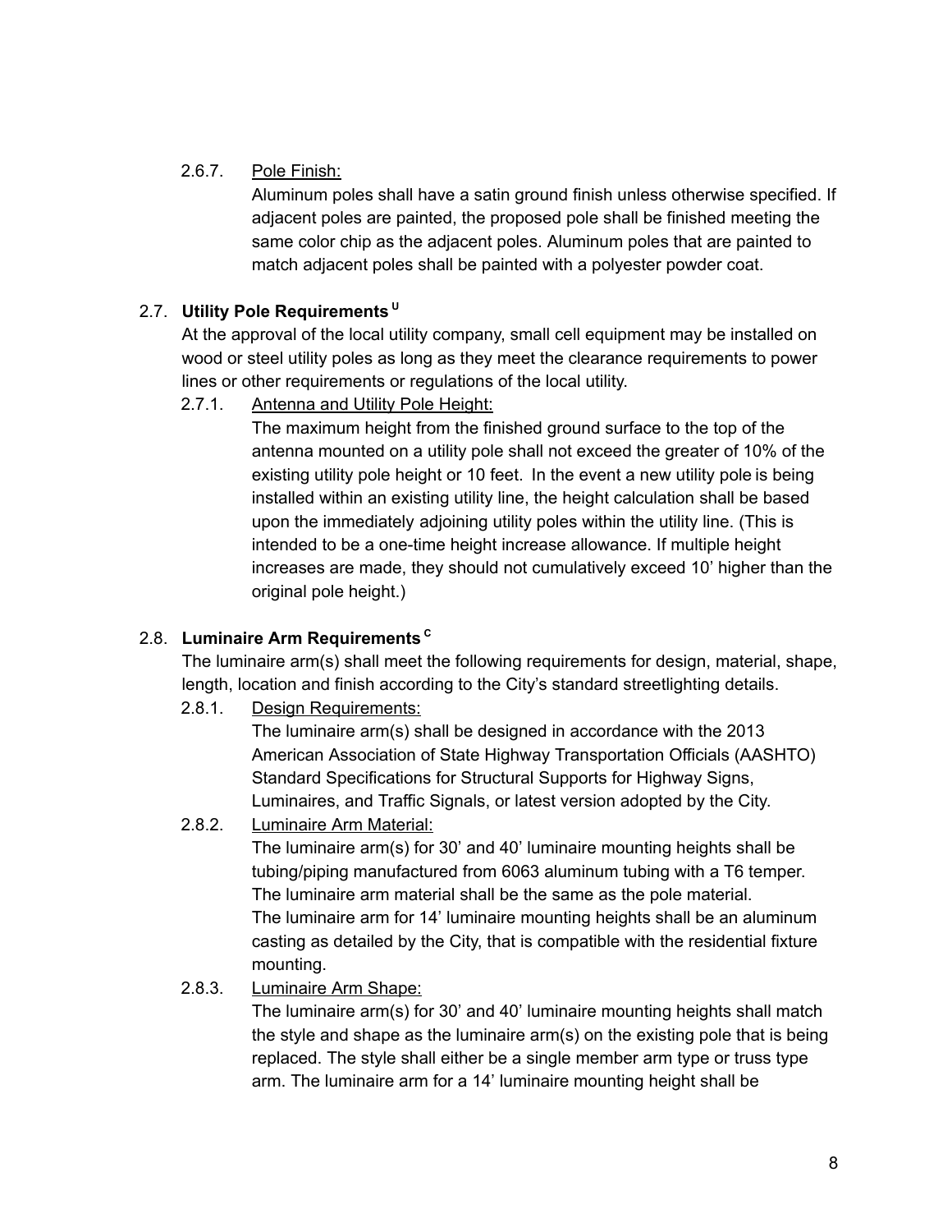2.6.7. Pole Finish:

Aluminum poles shall have a satin ground finish unless otherwise specified. If adjacent poles are painted, the proposed pole shall be finished meeting the same color chip as the adjacent poles. Aluminum poles that are painted to match adjacent poles shall be painted with a polyester powder coat.

### 2.7. **Utility Pole Requirements** [U]

At the approval of the local utility company, small cell equipment may be installed on wood or steel utility poles as long as they meet the clearance requirements to power lines or other requirements or regulations of the local utility.

2.7.1. Antenna and Utility Pole Height:

The maximum height from the finished ground surface to the top of the antenna mounted on a utility pole shall not exceed the greater of 10% of the existing utility pole height or 10 feet. In the event a new utility pole is being installed within an existing utility line, the height calculation shall be based upon the immediately adjoining utility poles within the utility line. (This is intended to be a one-time height increase allowance. If multiple height increases are made, they should not cumulatively exceed 10' higher than the original pole height.)

### 2.8. **Luminaire Arm Requirements** [C]

The luminaire arm(s) shall meet the following requirements for design, material, shape, length, location and finish according to the City's standard streetlighting details.

2.8.1. Design Requirements:

The luminaire arm(s) shall be designed in accordance with the 2013 American Association of State Highway Transportation Officials (AASHTO) Standard Specifications for Structural Supports for Highway Signs, Luminaires, and Traffic Signals, or latest version adopted by the City.

2.8.2. Luminaire Arm Material:

The luminaire arm(s) for 30' and 40' luminaire mounting heights shall be tubing/piping manufactured from 6063 aluminum tubing with a T6 temper. The luminaire arm material shall be the same as the pole material. The luminaire arm for 14' luminaire mounting heights shall be an aluminum casting as detailed by the City, that is compatible with the residential fixture mounting.

2.8.3. Luminaire Arm Shape:

The luminaire arm(s) for 30' and 40' luminaire mounting heights shall match the style and shape as the luminaire arm(s) on the existing pole that is being replaced. The style shall either be a single member arm type or truss type arm. The luminaire arm for a 14' luminaire mounting height shall be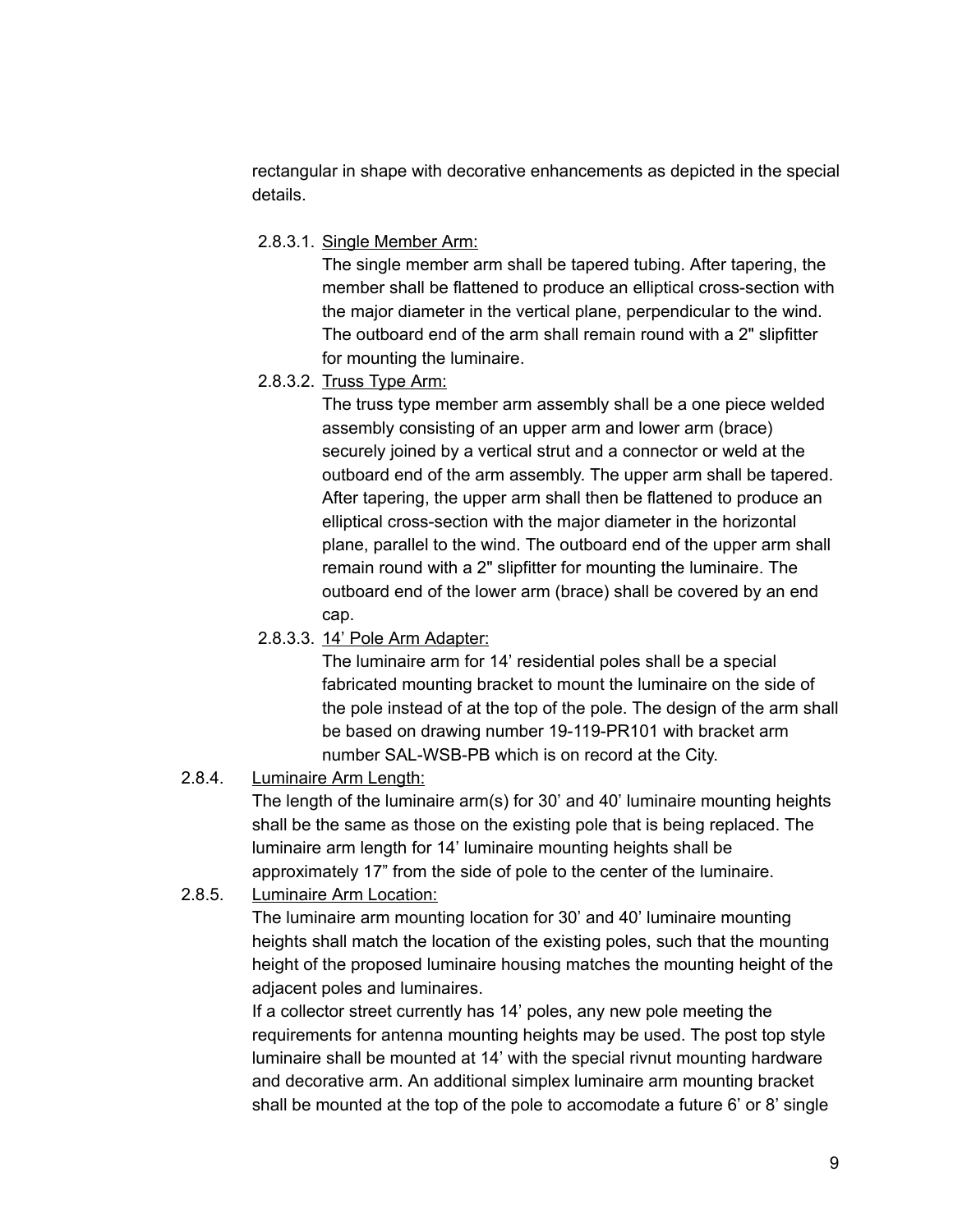rectangular in shape with decorative enhancements as depicted in the special details.

2.8.3.1. <u>Single Member Arm:</u>

The single member arm shall be tapered tubing. After tapering, the member shall be flattened to produce an elliptical cross-section with the major diameter in the vertical plane, perpendicular to the wind. The outboard end of the arm shall remain round with a 2" slipfitter for mounting the luminaire.

2.8.3.2. <u>Truss Type Arm:</u>

The truss type member arm assembly shall be a one piece welded assembly consisting of an upper arm and lower arm (brace) securely joined by a vertical strut and a connector or weld at the outboard end of the arm assembly. The upper arm shall be tapered. After tapering, the upper arm shall then be flattened to produce an elliptical cross-section with the major diameter in the horizontal plane, parallel to the wind. The outboard end of the upper arm shall remain round with a 2" slipfitter for mounting the luminaire. The outboard end of the lower arm (brace) shall be covered by an end cap.

2.8.3.3. <u>14’ Pole Arm Adapter:</u>

The luminaire arm for 14’ residential poles shall be a special fabricated mounting bracket to mount the luminaire on the side of the pole instead of at the top of the pole. The design of the arm shall be based on drawing number 19-119-PR101 with bracket arm number SAL-WSB-PB which is on record at the City.

2.8.4. <u>Luminaire Arm Length:</u>

The length of the luminaire arm(s) for 30’ and 40’ luminaire mounting heights shall be the same as those on the existing pole that is being replaced. The luminaire arm length for 14’ luminaire mounting heights shall be approximately 17” from the side of pole to the center of the luminaire.

2.8.5. <u>Luminaire Arm Location:</u>

The luminaire arm mounting location for 30’ and 40’ luminaire mounting heights shall match the location of the existing poles, such that the mounting height of the proposed luminaire housing matches the mounting height of the adjacent poles and luminaires.

If a collector street currently has 14’ poles, any new pole meeting the requirements for antenna mounting heights may be used. The post top style luminaire shall be mounted at 14’ with the special rivnut mounting hardware and decorative arm. An additional simplex luminaire arm mounting bracket shall be mounted at the top of the pole to accomodate a future 6’ or 8’ single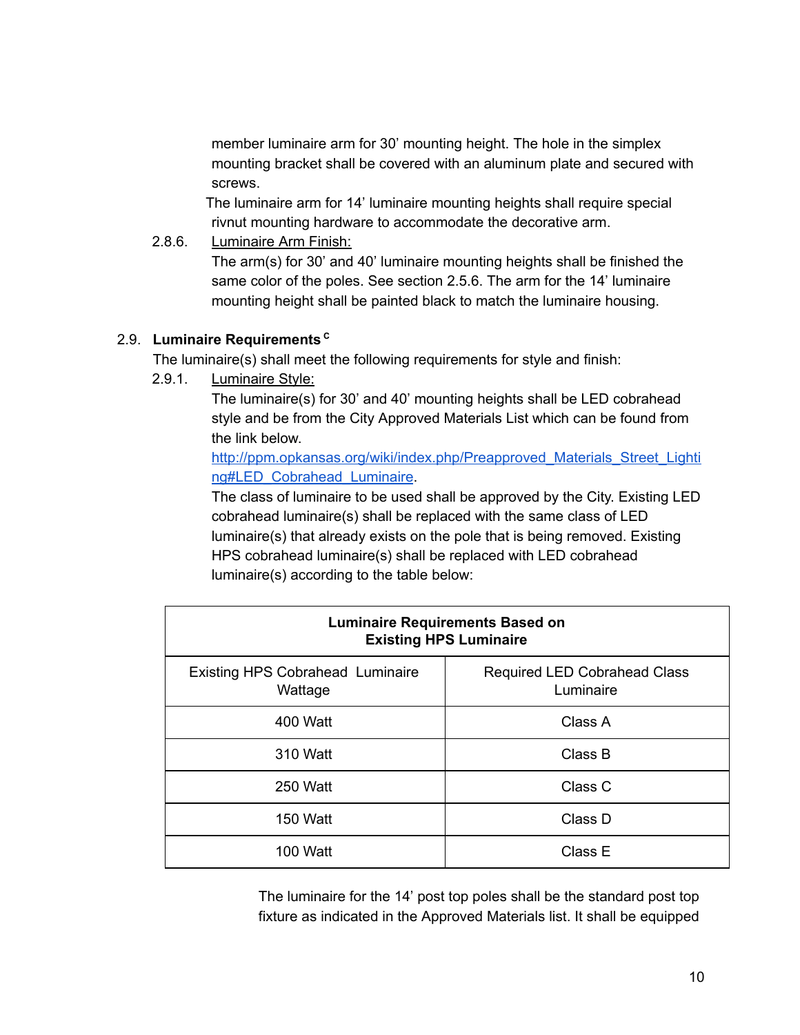member luminaire arm for 30' mounting height. The hole in the simplex mounting bracket shall be covered with an aluminum plate and secured with screws.

The luminaire arm for 14' luminaire mounting heights shall require special rivnut mounting hardware to accommodate the decorative arm.

2.8.6. Luminaire Arm Finish:

The arm(s) for 30' and 40' luminaire mounting heights shall be finished the same color of the poles. See section 2.5.6. The arm for the 14' luminaire mounting height shall be painted black to match the luminaire housing.

### 2.9. Luminaire Requirements [c]

The luminaire(s) shall meet the following requirements for style and finish:

2.9.1. Luminaire Style:

The luminaire(s) for 30' and 40' mounting heights shall be LED cobrahead style and be from the City Approved Materials List which can be found from the link below.

[http://ppm.opkansas.org/wiki/index.php/Preapproved_Materials_Street_Lighting#LED_Cobrahead_Luminaire](http://ppm.opkansas.org/wiki/index.php/Preapproved_Materials_Street_Lighting#LED_Cobrahead_Luminaire).

The class of luminaire to be used shall be approved by the City. Existing LED cobrahead luminaire(s) shall be replaced with the same class of LED luminaire(s) that already exists on the pole that is being removed. Existing HPS cobrahead luminaire(s) shall be replaced with LED cobrahead luminaire(s) according to the table below:

| **Luminaire Requirements Based on Existing HPS Luminaire** | |
|---|---|
| Existing HPS Cobrahead Luminaire Wattage | Required LED Cobrahead Class Luminaire |
| 400 Watt | Class A |
| 310 Watt | Class B |
| 250 Watt | Class C |
| 150 Watt | Class D |
| 100 Watt | Class E |

The luminaire for the 14' post top poles shall be the standard post top fixture as indicated in the Approved Materials list. It shall be equipped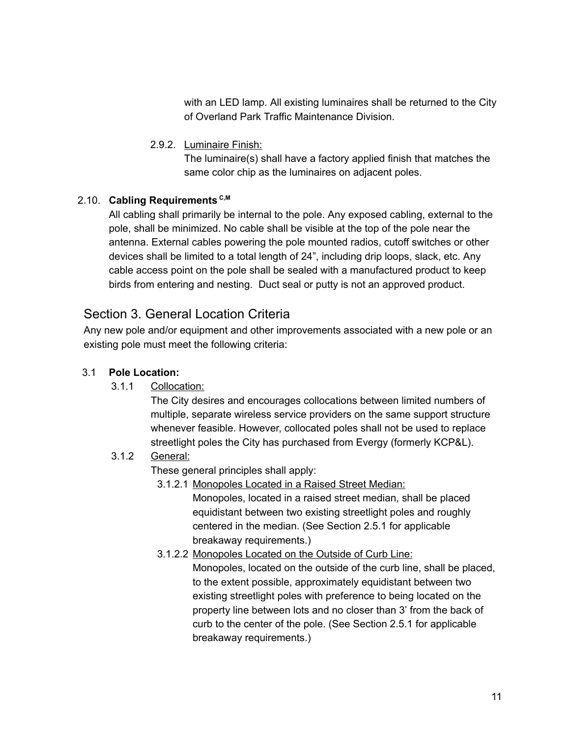with an LED lamp. All existing luminaires shall be returned to the City of Overland Park Traffic Maintenance Division.

2.9.2. Luminaire Finish:

The luminaire(s) shall have a factory applied finish that matches the same color chip as the luminaires on adjacent poles.

2.10. **Cabling Requirements** [C,M]

All cabling shall primarily be internal to the pole. Any exposed cabling, external to the pole, shall be minimized. No cable shall be visible at the top of the pole near the antenna. External cables powering the pole mounted radios, cutoff switches or other devices shall be limited to a total length of 24", including drip loops, slack, etc. Any cable access point on the pole shall be sealed with a manufactured product to keep birds from entering and nesting. Duct seal or putty is not an approved product.

## Section 3. General Location Criteria

Any new pole and/or equipment and other improvements associated with a new pole or an existing pole must meet the following criteria:

3.1 **Pole Location:**

3.1.1 Collocation:

The City desires and encourages collocations between limited numbers of multiple, separate wireless service providers on the same support structure whenever feasible. However, collocated poles shall not be used to replace streetlight poles the City has purchased from Evergy (formerly KCP&L).

3.1.2 General:

These general principles shall apply:

3.1.2.1 Monopoles Located in a Raised Street Median:

Monopoles, located in a raised street median, shall be placed equidistant between two existing streetlight poles and roughly centered in the median. (See Section 2.5.1 for applicable breakaway requirements.)

3.1.2.2 Monopoles Located on the Outside of Curb Line:

Monopoles, located on the outside of the curb line, shall be placed, to the extent possible, approximately equidistant between two existing streetlight poles with preference to being located on the property line between lots and no closer than 3' from the back of curb to the center of the pole. (See Section 2.5.1 for applicable breakaway requirements.)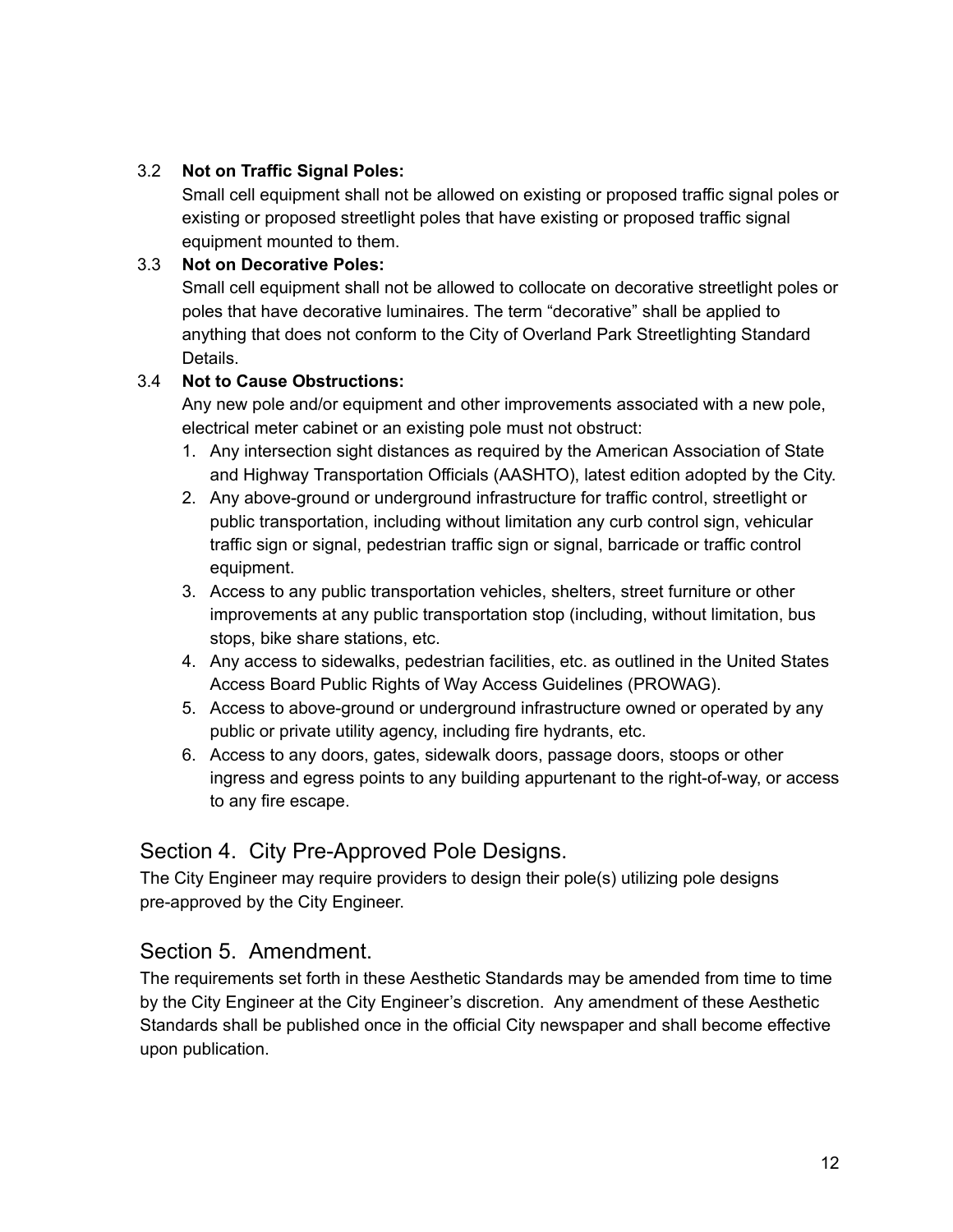3.2 **Not on Traffic Signal Poles:**
Small cell equipment shall not be allowed on existing or proposed traffic signal poles or existing or proposed streetlight poles that have existing or proposed traffic signal equipment mounted to them.

3.3 **Not on Decorative Poles:**
Small cell equipment shall not be allowed to collocate on decorative streetlight poles or poles that have decorative luminaires. The term "decorative" shall be applied to anything that does not conform to the City of Overland Park Streetlighting Standard Details.

3.4 **Not to Cause Obstructions:**
Any new pole and/or equipment and other improvements associated with a new pole, electrical meter cabinet or an existing pole must not obstruct:

1. Any intersection sight distances as required by the American Association of State and Highway Transportation Officials (AASHTO), latest edition adopted by the City.
2. Any above-ground or underground infrastructure for traffic control, streetlight or public transportation, including without limitation any curb control sign, vehicular traffic sign or signal, pedestrian traffic sign or signal, barricade or traffic control equipment.
3. Access to any public transportation vehicles, shelters, street furniture or other improvements at any public transportation stop (including, without limitation, bus stops, bike share stations, etc.
4. Any access to sidewalks, pedestrian facilities, etc. as outlined in the United States Access Board Public Rights of Way Access Guidelines (PROWAG).
5. Access to above-ground or underground infrastructure owned or operated by any public or private utility agency, including fire hydrants, etc.
6. Access to any doors, gates, sidewalk doors, passage doors, stoops or other ingress and egress points to any building appurtenant to the right-of-way, or access to any fire escape.

## Section 4. City Pre-Approved Pole Designs.

The City Engineer may require providers to design their pole(s) utilizing pole designs pre-approved by the City Engineer.

## Section 5. Amendment.

The requirements set forth in these Aesthetic Standards may be amended from time to time by the City Engineer at the City Engineer's discretion. Any amendment of these Aesthetic Standards shall be published once in the official City newspaper and shall become effective upon publication.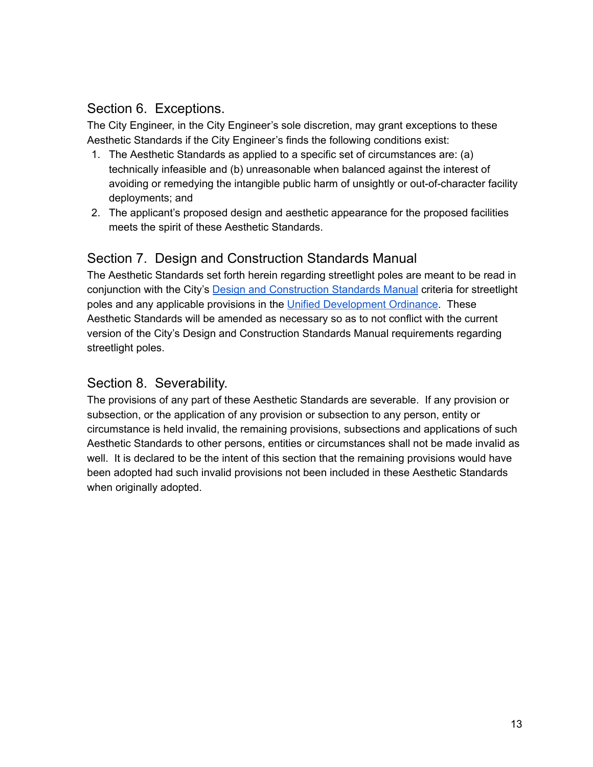## Section 6. Exceptions.

The City Engineer, in the City Engineer's sole discretion, may grant exceptions to these Aesthetic Standards if the City Engineer's finds the following conditions exist:

1. The Aesthetic Standards as applied to a specific set of circumstances are: (a) technically infeasible and (b) unreasonable when balanced against the interest of avoiding or remedying the intangible public harm of unsightly or out-of-character facility deployments; and
2. The applicant's proposed design and aesthetic appearance for the proposed facilities meets the spirit of these Aesthetic Standards.

## Section 7. Design and Construction Standards Manual

The Aesthetic Standards set forth herein regarding streetlight poles are meant to be read in conjunction with the City's Design and Construction Standards Manual criteria for streetlight poles and any applicable provisions in the Unified Development Ordinance. These Aesthetic Standards will be amended as necessary so as to not conflict with the current version of the City's Design and Construction Standards Manual requirements regarding streetlight poles.

## Section 8. Severability.

The provisions of any part of these Aesthetic Standards are severable. If any provision or subsection, or the application of any provision or subsection to any person, entity or circumstance is held invalid, the remaining provisions, subsections and applications of such Aesthetic Standards to other persons, entities or circumstances shall not be made invalid as well. It is declared to be the intent of this section that the remaining provisions would have been adopted had such invalid provisions not been included in these Aesthetic Standards when originally adopted.